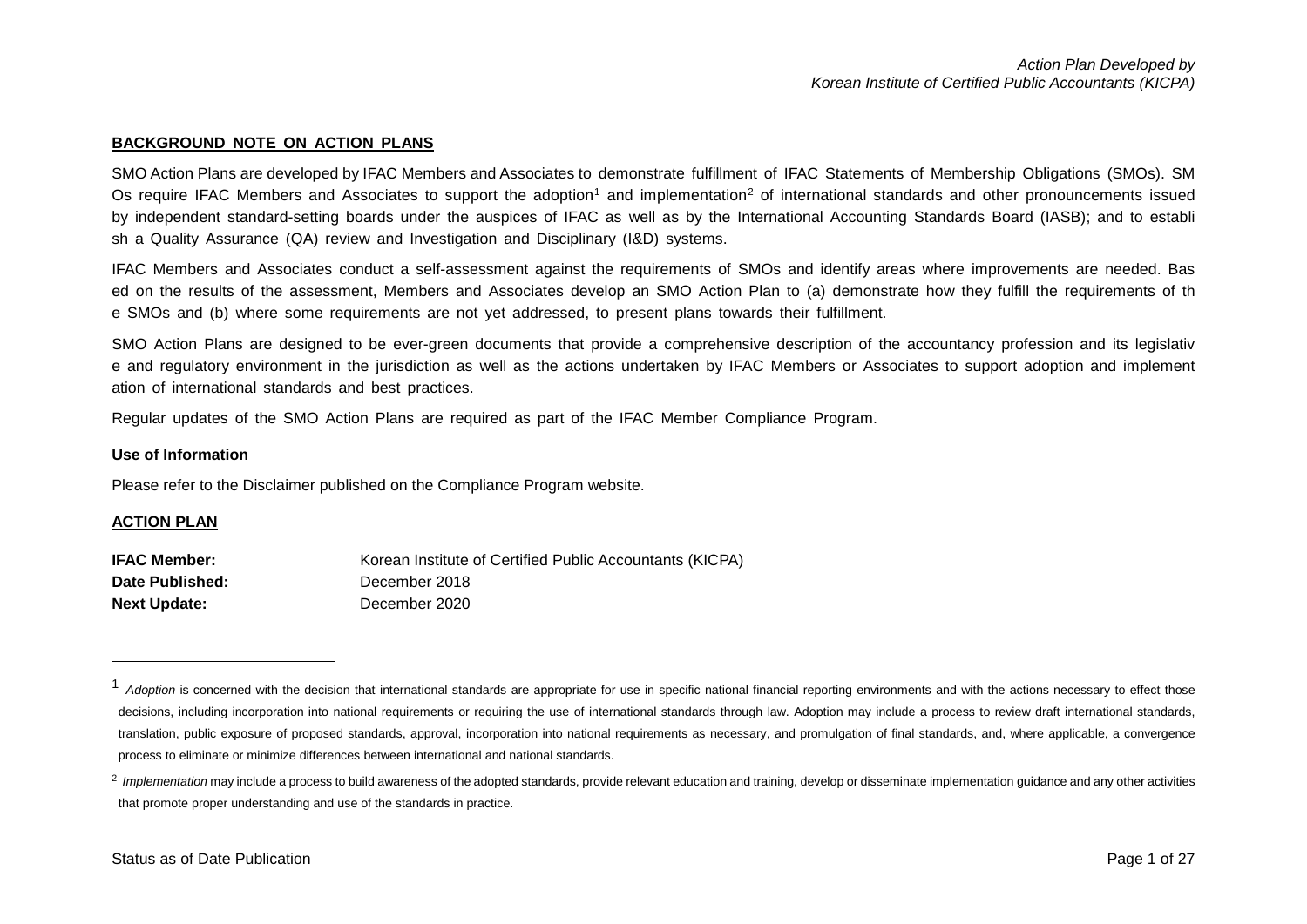**BACKGROUND NOTE ON ACTION PLANS**

SMO Action Plans are developed by IFAC Members and Associates to demonstrate fulfillment of IFAC Statements of Membership Obligations (SMOs). SMOs require IFAC Members and Associates to support the adoption[1] and implementation[2] of international standards and other pronouncements issued by independent standard-setting boards under the auspices of IFAC as well as by the International Accounting Standards Board (IASB); and to establish a Quality Assurance (QA) review and Investigation and Disciplinary (I&D) systems.

IFAC Members and Associates conduct a self-assessment against the requirements of SMOs and identify areas where improvements are needed. Based on the results of the assessment, Members and Associates develop an SMO Action Plan to (a) demonstrate how they fulfill the requirements of the SMOs and (b) where some requirements are not yet addressed, to present plans towards their fulfillment.

SMO Action Plans are designed to be ever-green documents that provide a comprehensive description of the accountancy profession and its legislative and regulatory environment in the jurisdiction as well as the actions undertaken by IFAC Members or Associates to support adoption and implementation of international standards and best practices.

Regular updates of the SMO Action Plans are required as part of the IFAC Member Compliance Program.

**Use of Information**

Please refer to the Disclaimer published on the Compliance Program website.

**ACTION PLAN**

**IFAC Member:** Korean Institute of Certified Public Accountants (KICPA)
**Date Published:** December 2018
**Next Update:** December 2020

---

[1] *Adoption* is concerned with the decision that international standards are appropriate for use in specific national financial reporting environments and with the actions necessary to effect those decisions, including incorporation into national requirements or requiring the use of international standards through law. Adoption may include a process to review draft international standards, translation, public exposure of proposed standards, approval, incorporation into national requirements as necessary, and promulgation of final standards, and, where applicable, a convergence process to eliminate or minimize differences between international and national standards.

[2] *Implementation* may include a process to build awareness of the adopted standards, provide relevant education and training, develop or disseminate implementation guidance and any other activities that promote proper understanding and use of the standards in practice.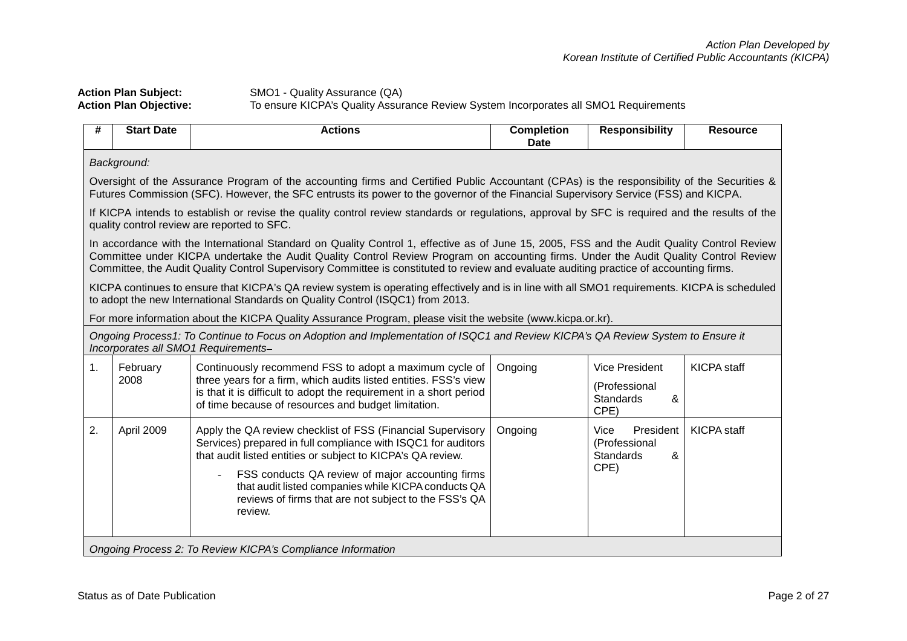**Action Plan Subject:** SMO1 - Quality Assurance (QA)
**Action Plan Objective:** To ensure KICPA's Quality Assurance Review System Incorporates all SMO1 Requirements

| # | Start Date | Actions | Completion Date | Responsibility | Resource |
|---|---|---|---|---|---|
| *Background:*<br><br>Oversight of the Assurance Program of the accounting firms and Certified Public Accountant (CPAs) is the responsibility of the Securities & Futures Commission (SFC). However, the SFC entrusts its power to the governor of the Financial Supervisory Service (FSS) and KICPA.<br><br>If KICPA intends to establish or revise the quality control review standards or regulations, approval by SFC is required and the results of the quality control review are reported to SFC.<br><br>In accordance with the International Standard on Quality Control 1, effective as of June 15, 2005, FSS and the Audit Quality Control Review Committee under KICPA undertake the Audit Quality Control Review Program on accounting firms. Under the Audit Quality Control Review Committee, the Audit Quality Control Supervisory Committee is constituted to review and evaluate auditing practice of accounting firms.<br><br>KICPA continues to ensure that KICPA's QA review system is operating effectively and is in line with all SMO1 requirements. KICPA is scheduled to adopt the new International Standards on Quality Control (ISQC1) from 2013.<br><br>For more information about the KICPA Quality Assurance Program, please visit the website (www.kicpa.or.kr). | | | | | |
| *Ongoing Process1: To Continue to Focus on Adoption and Implementation of ISQC1 and Review KICPA's QA Review System to Ensure it Incorporates all SMO1 Requirements–* | | | | | |
| 1. | February 2008 | Continuously recommend FSS to adopt a maximum cycle of three years for a firm, which audits listed entities. FSS's view is that it is difficult to adopt the requirement in a short period of time because of resources and budget limitation. | Ongoing | Vice President (Professional Standards & CPE) | KICPA staff |
| 2. | April 2009 | Apply the QA review checklist of FSS (Financial Supervisory Services) prepared in full compliance with ISQC1 for auditors that audit listed entities or subject to KICPA's QA review.<br><br>- FSS conducts QA review of major accounting firms that audit listed companies while KICPA conducts QA reviews of firms that are not subject to the FSS's QA review. | Ongoing | Vice President (Professional Standards & CPE) | KICPA staff |
| *Ongoing Process 2: To Review KICPA's Compliance Information* | | | | | |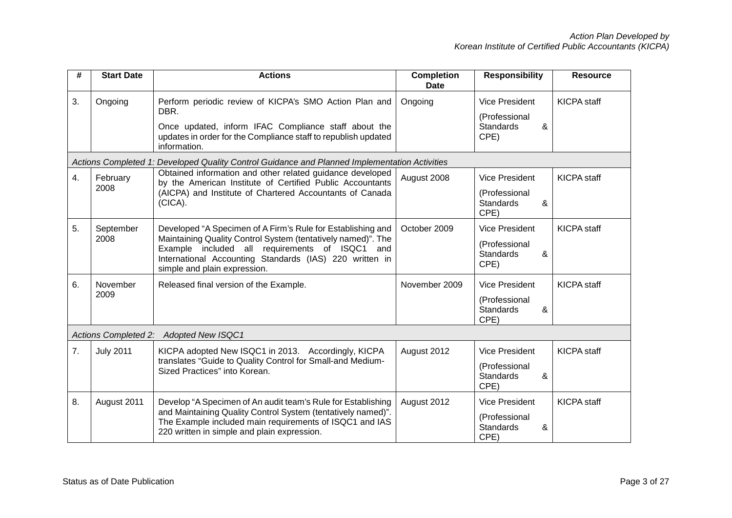| # | Start Date | Actions | Completion Date | Responsibility | Resource |
|---|---|---|---|---|---|
| 3. | Ongoing | Perform periodic review of KICPA's SMO Action Plan and DBR.<br>Once updated, inform IFAC Compliance staff about the updates in order for the Compliance staff to republish updated information. | Ongoing | Vice President<br>(Professional Standards & CPE) | KICPA staff |
| *Actions Completed 1: Developed Quality Control Guidance and Planned Implementation Activities* | | | | | |
| 4. | February 2008 | Obtained information and other related guidance developed by the American Institute of Certified Public Accountants (AICPA) and Institute of Chartered Accountants of Canada (CICA). | August 2008 | Vice President<br>(Professional Standards & CPE) | KICPA staff |
| 5. | September 2008 | Developed "A Specimen of A Firm's Rule for Establishing and Maintaining Quality Control System (tentatively named)". The Example included all requirements of ISQC1 and International Accounting Standards (IAS) 220 written in simple and plain expression. | October 2009 | Vice President<br>(Professional Standards & CPE) | KICPA staff |
| 6. | November 2009 | Released final version of the Example. | November 2009 | Vice President<br>(Professional Standards & CPE) | KICPA staff |
| *Actions Completed 2: Adopted New ISQC1* | | | | | |
| 7. | July 2011 | KICPA adopted New ISQC1 in 2013. Accordingly, KICPA translates "Guide to Quality Control for Small-and Medium-Sized Practices" into Korean. | August 2012 | Vice President<br>(Professional Standards & CPE) | KICPA staff |
| 8. | August 2011 | Develop "A Specimen of An audit team's Rule for Establishing and Maintaining Quality Control System (tentatively named)". The Example included main requirements of ISQC1 and IAS 220 written in simple and plain expression. | August 2012 | Vice President<br>(Professional Standards & CPE) | KICPA staff |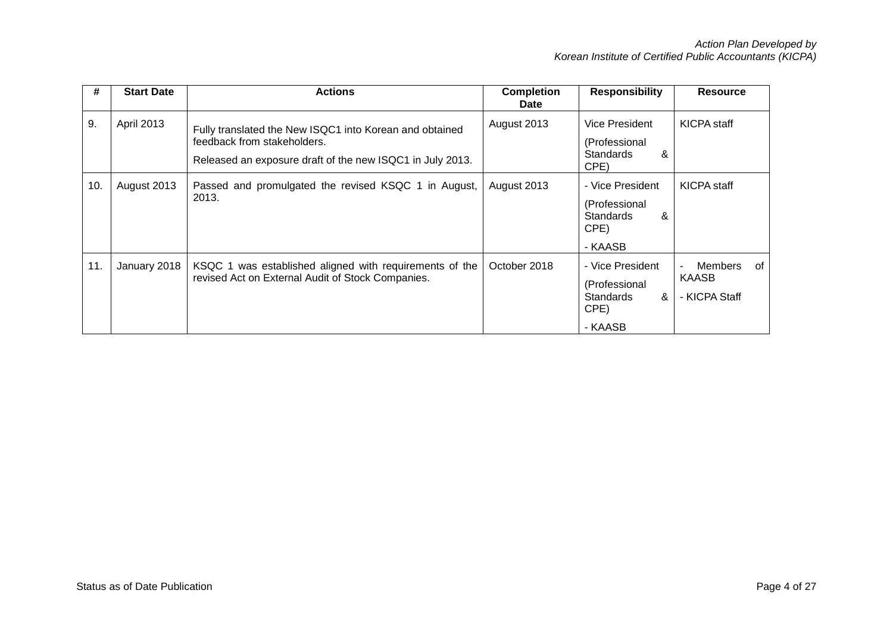| # | Start Date | Actions | Completion Date | Responsibility | Resource |
|---|---|---|---|---|---|
| 9. | April 2013 | Fully translated the New ISQC1 into Korean and obtained feedback from stakeholders.<br>Released an exposure draft of the new ISQC1 in July 2013. | August 2013 | Vice President<br>(Professional Standards & CPE) | KICPA staff |
| 10. | August 2013 | Passed and promulgated the revised KSQC 1 in August, 2013. | August 2013 | - Vice President<br>(Professional Standards & CPE)<br>- KAASB | KICPA staff |
| 11. | January 2018 | KSQC 1 was established aligned with requirements of the revised Act on External Audit of Stock Companies. | October 2018 | - Vice President<br>(Professional Standards & CPE)<br>- KAASB | - Members of KAASB<br>- KICPA Staff |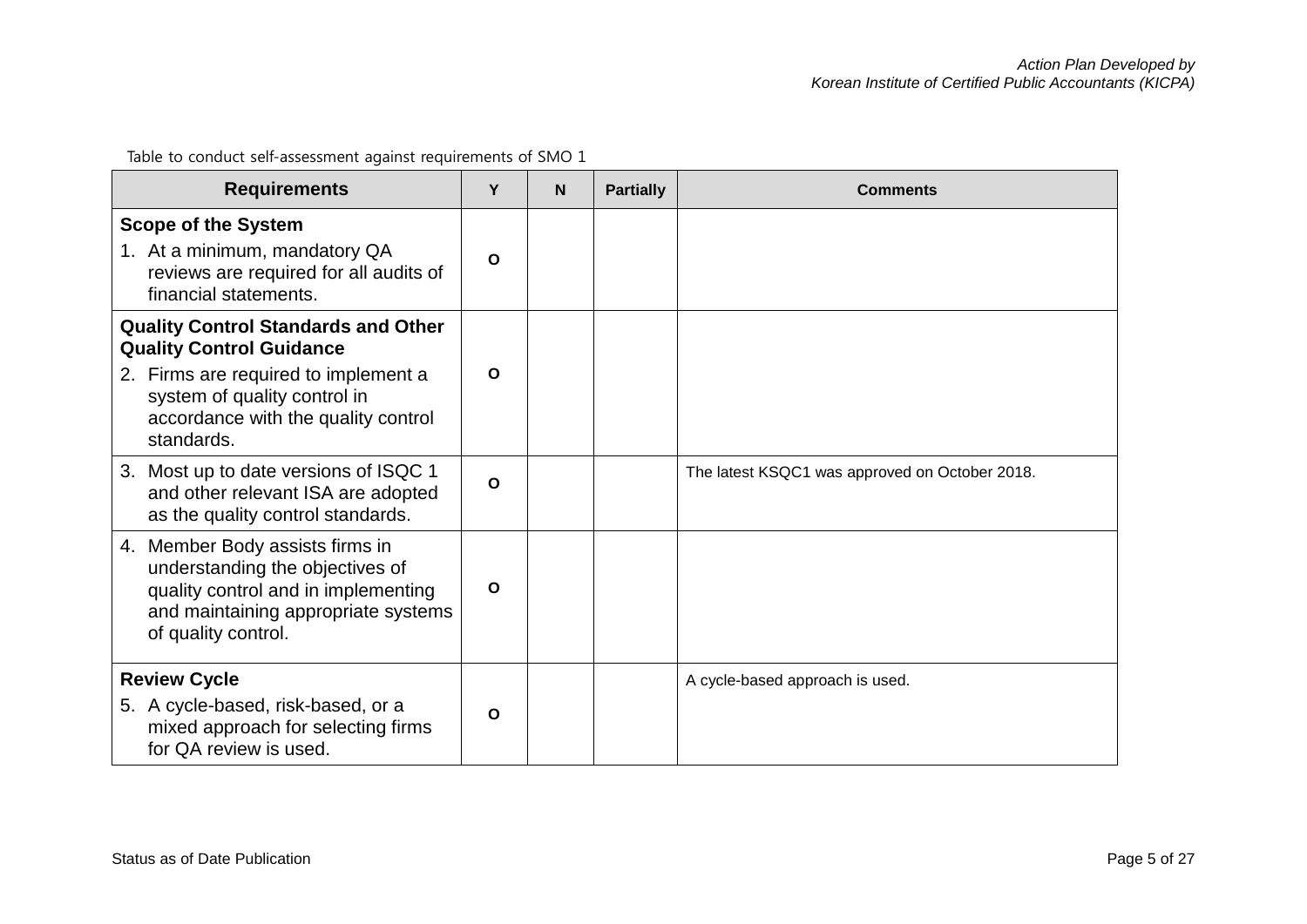Table to conduct self-assessment against requirements of SMO 1

| Requirements | Y | N | Partially | Comments |
|---|---|---|---|---|
| **Scope of the System**<br>1. At a minimum, mandatory QA reviews are required for all audits of financial statements. | O | | | |
| **Quality Control Standards and Other Quality Control Guidance**<br>2. Firms are required to implement a system of quality control in accordance with the quality control standards. | O | | | |
| 3. Most up to date versions of ISQC 1 and other relevant ISA are adopted as the quality control standards. | O | | | The latest KSQC1 was approved on October 2018. |
| 4. Member Body assists firms in understanding the objectives of quality control and in implementing and maintaining appropriate systems of quality control. | O | | | |
| **Review Cycle**<br>5. A cycle-based, risk-based, or a mixed approach for selecting firms for QA review is used. | O | | | A cycle-based approach is used. |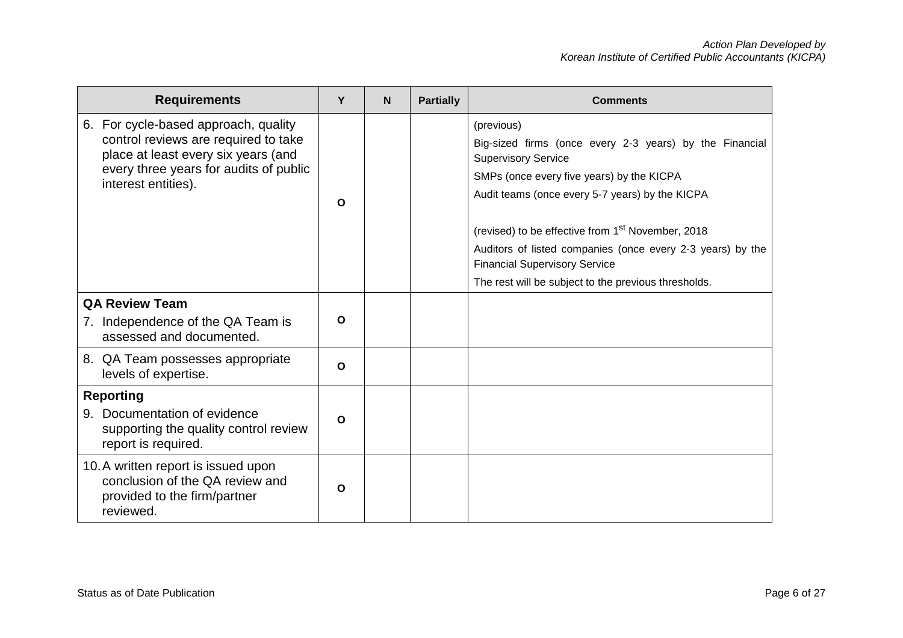| Requirements | Y | N | Partially | Comments |
|---|---|---|---|---|
| 6. For cycle-based approach, quality control reviews are required to take place at least every six years (and every three years for audits of public interest entities). | O | | | (previous)<br>Big-sized firms (once every 2-3 years) by the Financial Supervisory Service<br>SMPs (once every five years) by the KICPA<br>Audit teams (once every 5-7 years) by the KICPA<br><br>(revised) to be effective from 1st November, 2018<br>Auditors of listed companies (once every 2-3 years) by the Financial Supervisory Service<br>The rest will be subject to the previous thresholds. |
| **QA Review Team**<br>7. Independence of the QA Team is assessed and documented. | O | | | |
| 8. QA Team possesses appropriate levels of expertise. | O | | | |
| **Reporting**<br>9. Documentation of evidence supporting the quality control review report is required. | O | | | |
| 10. A written report is issued upon conclusion of the QA review and provided to the firm/partner reviewed. | O | | | |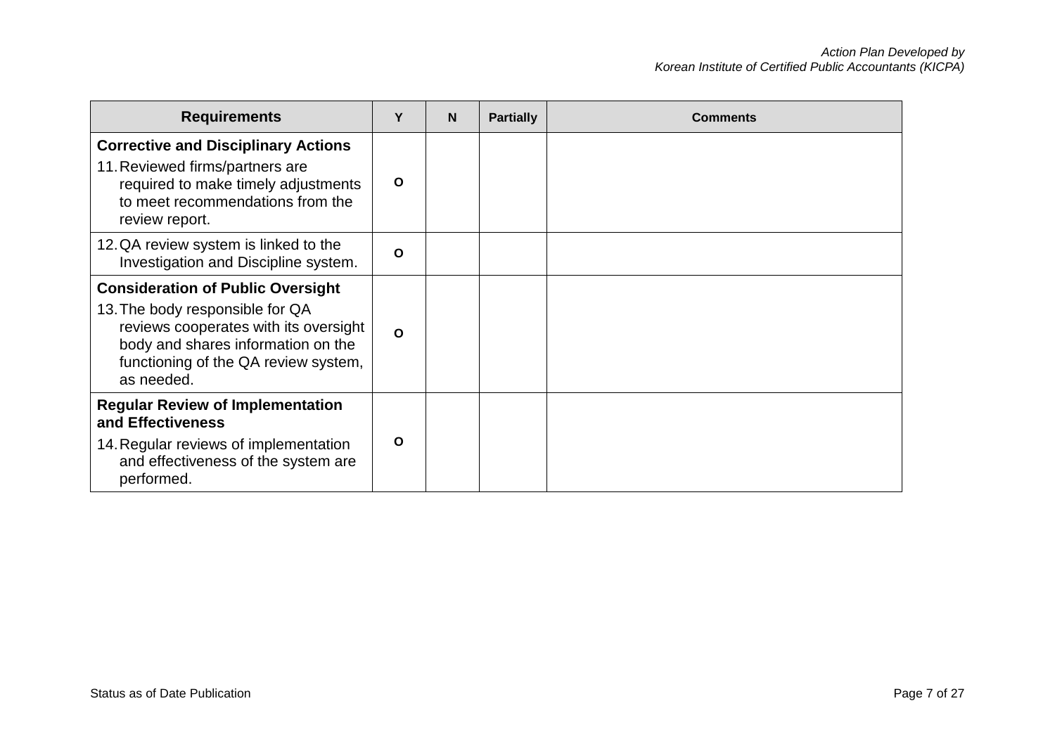| Requirements | Y | N | Partially | Comments |
|---|---|---|---|---|
| **Corrective and Disciplinary Actions**<br>11. Reviewed firms/partners are required to make timely adjustments to meet recommendations from the review report. | O | | | |
| 12. QA review system is linked to the Investigation and Discipline system. | O | | | |
| **Consideration of Public Oversight**<br>13. The body responsible for QA reviews cooperates with its oversight body and shares information on the functioning of the QA review system, as needed. | O | | | |
| **Regular Review of Implementation and Effectiveness**<br>14. Regular reviews of implementation and effectiveness of the system are performed. | O | | | |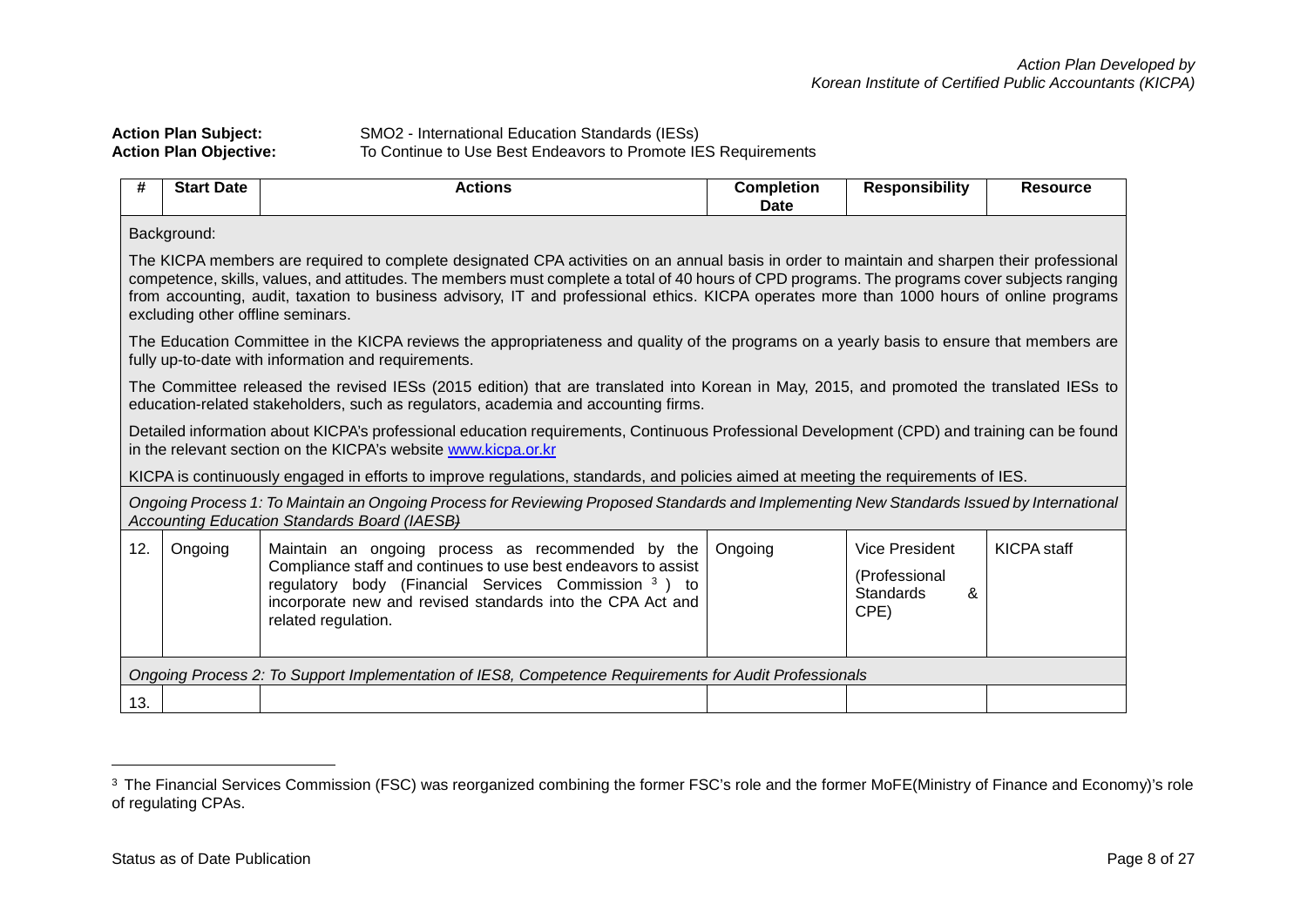**Action Plan Subject:** SMO2 - International Education Standards (IESs)
**Action Plan Objective:** To Continue to Use Best Endeavors to Promote IES Requirements

| # | Start Date | Actions | Completion Date | Responsibility | Resource |
|---|---|---|---|---|---|
| Background:<br><br>The KICPA members are required to complete designated CPA activities on an annual basis in order to maintain and sharpen their professional competence, skills, values, and attitudes. The members must complete a total of 40 hours of CPD programs. The programs cover subjects ranging from accounting, audit, taxation to business advisory, IT and professional ethics. KICPA operates more than 1000 hours of online programs excluding other offline seminars.<br><br>The Education Committee in the KICPA reviews the appropriateness and quality of the programs on a yearly basis to ensure that members are fully up-to-date with information and requirements.<br><br>The Committee released the revised IESs (2015 edition) that are translated into Korean in May, 2015, and promoted the translated IESs to education-related stakeholders, such as regulators, academia and accounting firms.<br><br>Detailed information about KICPA's professional education requirements, Continuous Professional Development (CPD) and training can be found in the relevant section on the KICPA's website [www.kicpa.or.kr](www.kicpa.or.kr)<br><br>KICPA is continuously engaged in efforts to improve regulations, standards, and policies aimed at meeting the requirements of IES. | | | | | |
| *Ongoing Process 1: To Maintain an Ongoing Process for Reviewing Proposed Standards and Implementing New Standards Issued by International Accounting Education Standards Board (IAESB)* | | | | | |
| 12. | Ongoing | Maintain an ongoing process as recommended by the Compliance staff and continues to use best endeavors to assist regulatory body (Financial Services Commission [3]) to incorporate new and revised standards into the CPA Act and related regulation. | Ongoing | Vice President (Professional Standards & CPE) | KICPA staff |
| *Ongoing Process 2: To Support Implementation of IES8, Competence Requirements for Audit Professionals* | | | | | |
| 13. | | | | | |

[3] The Financial Services Commission (FSC) was reorganized combining the former FSC's role and the former MoFE(Ministry of Finance and Economy)'s role of regulating CPAs.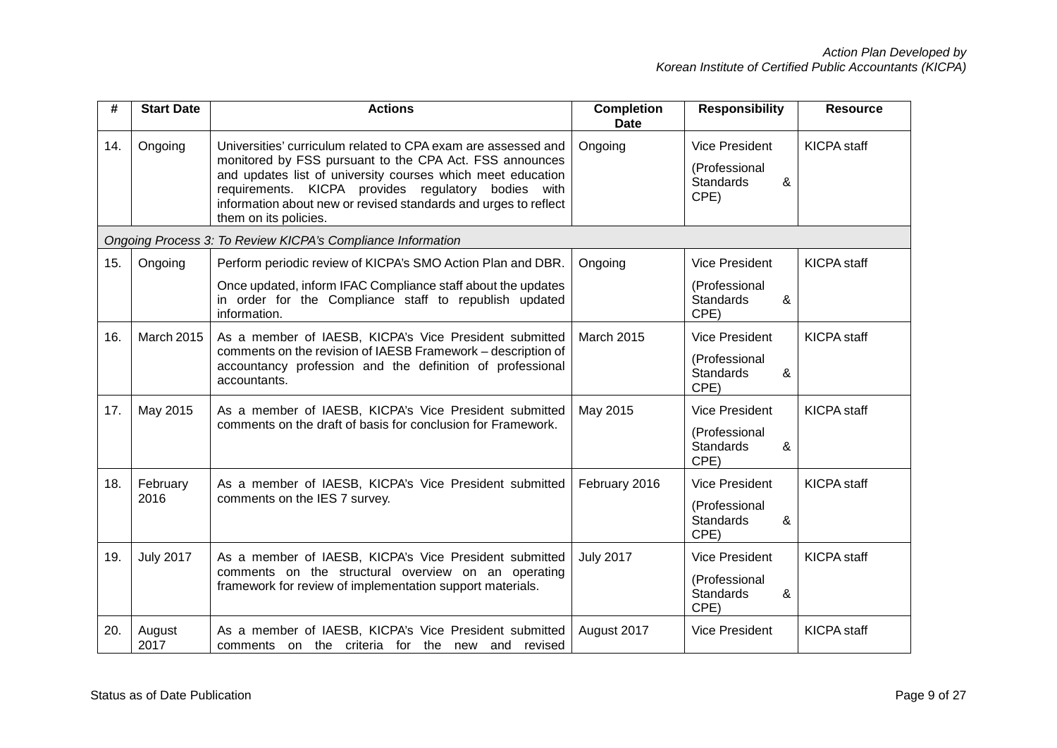| # | Start Date | Actions | Completion Date | Responsibility | Resource |
|---|---|---|---|---|---|
| 14. | Ongoing | Universities' curriculum related to CPA exam are assessed and monitored by FSS pursuant to the CPA Act. FSS announces and updates list of university courses which meet education requirements. KICPA provides regulatory bodies with information about new or revised standards and urges to reflect them on its policies. | Ongoing | Vice President (Professional Standards & CPE) | KICPA staff |
| *Ongoing Process 3: To Review KICPA's Compliance Information* | | | | | |
| 15. | Ongoing | Perform periodic review of KICPA's SMO Action Plan and DBR. Once updated, inform IFAC Compliance staff about the updates in order for the Compliance staff to republish updated information. | Ongoing | Vice President (Professional Standards & CPE) | KICPA staff |
| 16. | March 2015 | As a member of IAESB, KICPA's Vice President submitted comments on the revision of IAESB Framework – description of accountancy profession and the definition of professional accountants. | March 2015 | Vice President (Professional Standards & CPE) | KICPA staff |
| 17. | May 2015 | As a member of IAESB, KICPA's Vice President submitted comments on the draft of basis for conclusion for Framework. | May 2015 | Vice President (Professional Standards & CPE) | KICPA staff |
| 18. | February 2016 | As a member of IAESB, KICPA's Vice President submitted comments on the IES 7 survey. | February 2016 | Vice President (Professional Standards & CPE) | KICPA staff |
| 19. | July 2017 | As a member of IAESB, KICPA's Vice President submitted comments on the structural overview on an operating framework for review of implementation support materials. | July 2017 | Vice President (Professional Standards & CPE) | KICPA staff |
| 20. | August 2017 | As a member of IAESB, KICPA's Vice President submitted comments on the criteria for the new and revised | August 2017 | Vice President | KICPA staff |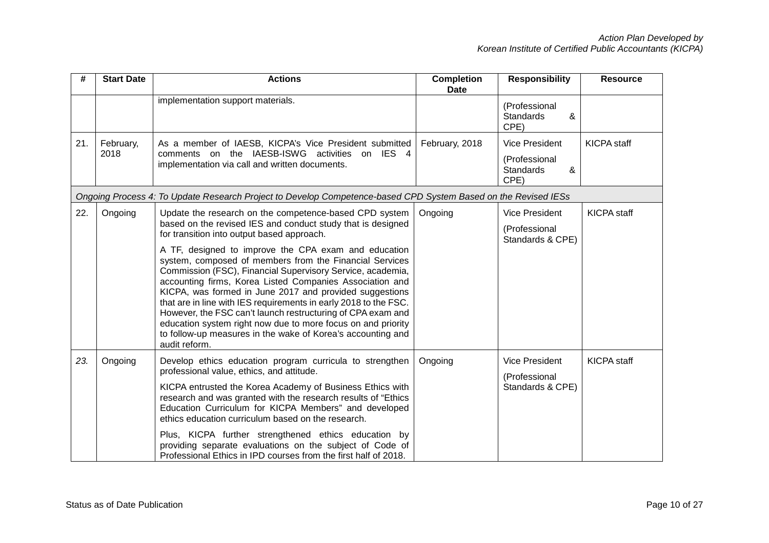| # | Start Date | Actions | Completion Date | Responsibility | Resource |
|---|---|---|---|---|---|
| | | implementation support materials. | | (Professional Standards & CPE) | |
| 21. | February, 2018 | As a member of IAESB, KICPA's Vice President submitted comments on the IAESB-ISWG activities on IES 4 implementation via call and written documents. | February, 2018 | Vice President (Professional Standards & CPE) | KICPA staff |
| *Ongoing Process 4: To Update Research Project to Develop Competence-based CPD System Based on the Revised IESs* | | | | | |
| 22. | Ongoing | Update the research on the competence-based CPD system based on the revised IES and conduct study that is designed for transition into output based approach.<br><br>A TF, designed to improve the CPA exam and education system, composed of members from the Financial Services Commission (FSC), Financial Supervisory Service, academia, accounting firms, Korea Listed Companies Association and KICPA, was formed in June 2017 and provided suggestions that are in line with IES requirements in early 2018 to the FSC. However, the FSC can't launch restructuring of CPA exam and education system right now due to more focus on and priority to follow-up measures in the wake of Korea's accounting and audit reform. | Ongoing | Vice President (Professional Standards & CPE) | KICPA staff |
| *23.* | Ongoing | Develop ethics education program curricula to strengthen professional value, ethics, and attitude.<br><br>KICPA entrusted the Korea Academy of Business Ethics with research and was granted with the research results of "Ethics Education Curriculum for KICPA Members" and developed ethics education curriculum based on the research.<br><br>Plus, KICPA further strengthened ethics education by providing separate evaluations on the subject of Code of Professional Ethics in IPD courses from the first half of 2018. | Ongoing | Vice President (Professional Standards & CPE) | KICPA staff |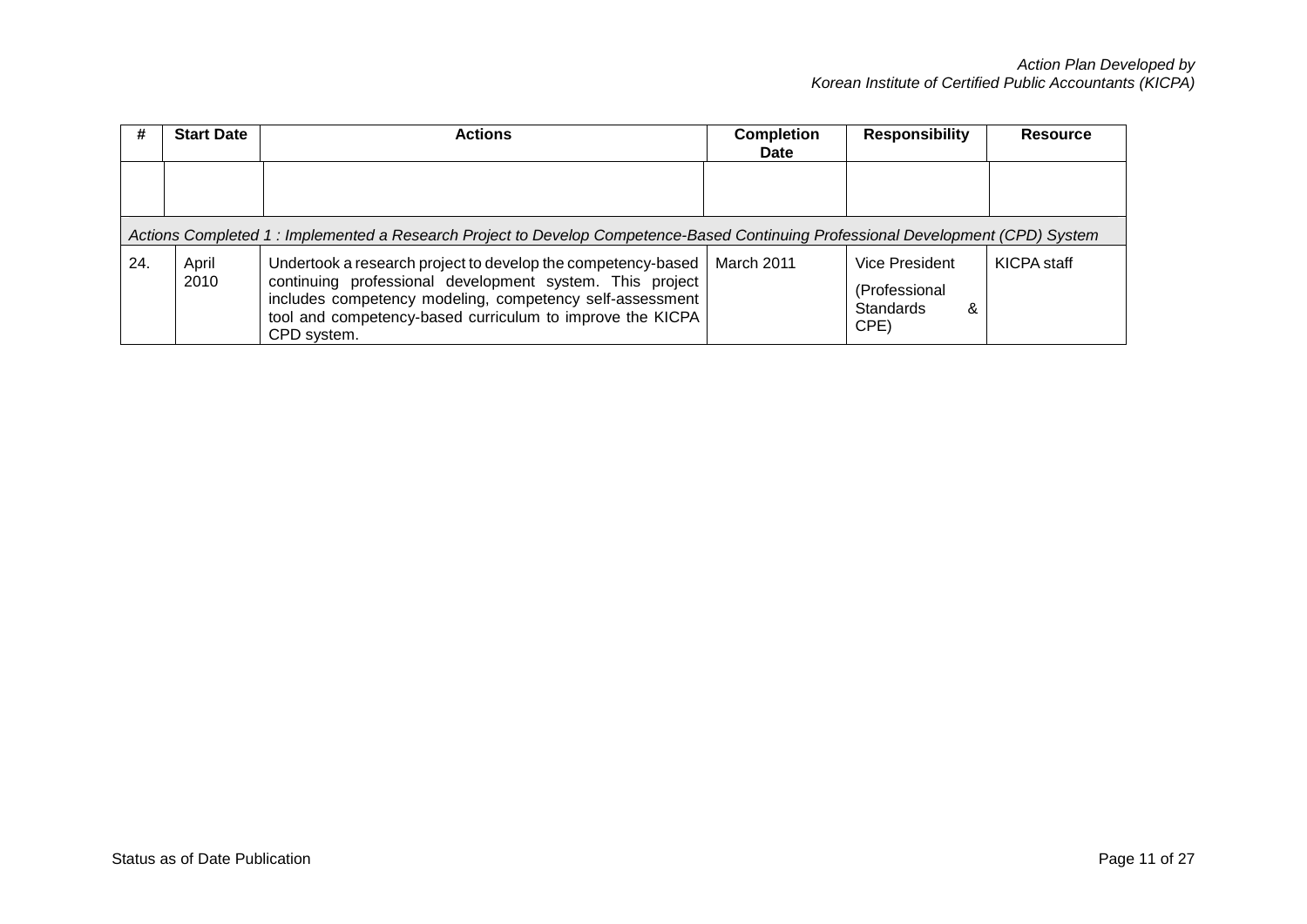| # | Start Date | Actions | Completion Date | Responsibility | Resource |
|---|---|---|---|---|---|
| | | | | | |
| *Actions Completed 1 : Implemented a Research Project to Develop Competence-Based Continuing Professional Development (CPD) System* | | | | | |
| 24. | April 2010 | Undertook a research project to develop the competency-based continuing professional development system. This project includes competency modeling, competency self-assessment tool and competency-based curriculum to improve the KICPA CPD system. | March 2011 | Vice President (Professional Standards & CPE) | KICPA staff |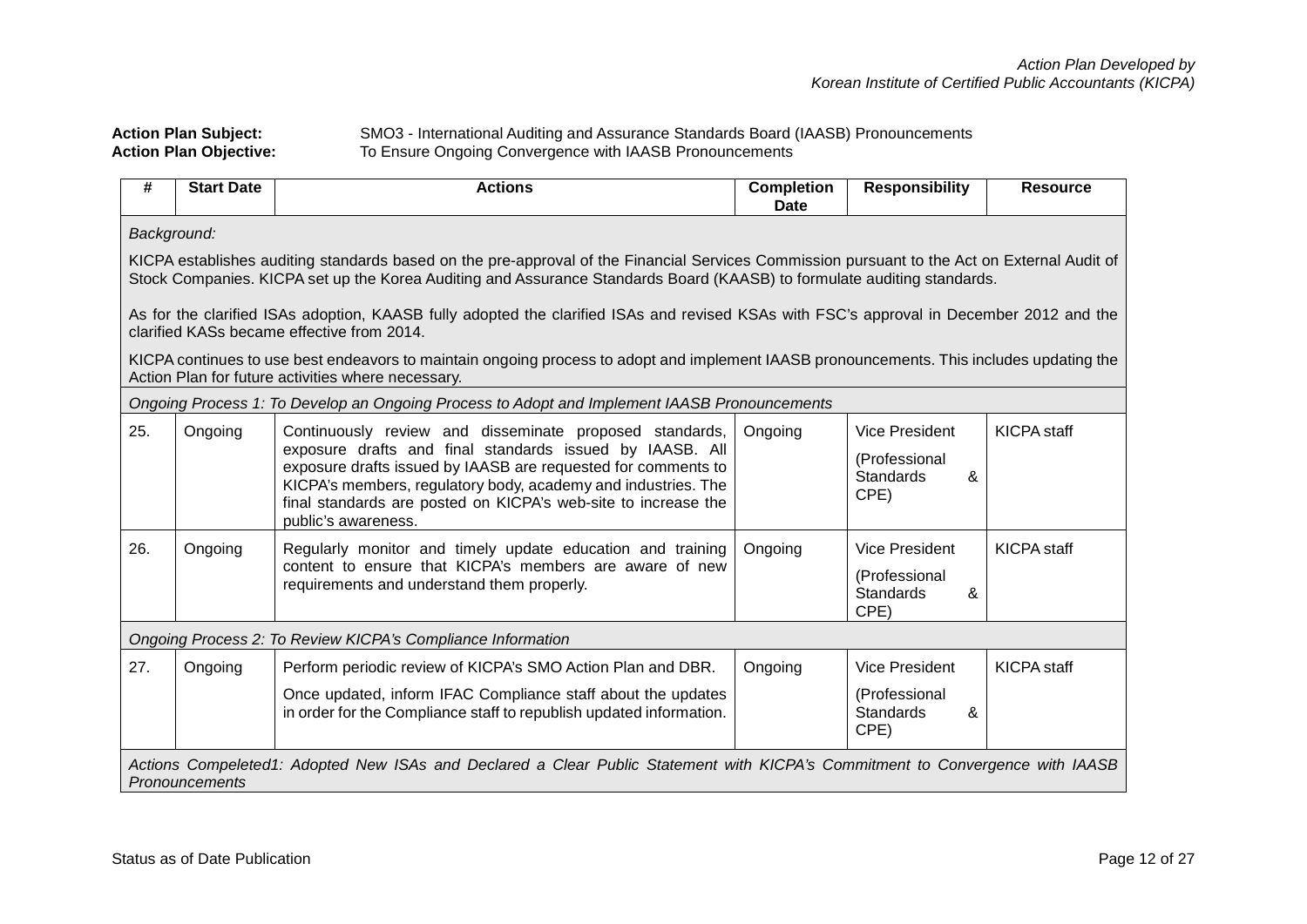**Action Plan Subject:** SMO3 - International Auditing and Assurance Standards Board (IAASB) Pronouncements
**Action Plan Objective:** To Ensure Ongoing Convergence with IAASB Pronouncements

| # | Start Date | Actions | Completion Date | Responsibility | Resource |
|---|---|---|---|---|---|
| *Background:*<br><br>KICPA establishes auditing standards based on the pre-approval of the Financial Services Commission pursuant to the Act on External Audit of Stock Companies. KICPA set up the Korea Auditing and Assurance Standards Board (KAASB) to formulate auditing standards.<br><br>As for the clarified ISAs adoption, KAASB fully adopted the clarified ISAs and revised KSAs with FSC's approval in December 2012 and the clarified KASs became effective from 2014.<br><br>KICPA continues to use best endeavors to maintain ongoing process to adopt and implement IAASB pronouncements. This includes updating the Action Plan for future activities where necessary. | | | | | |
| *Ongoing Process 1: To Develop an Ongoing Process to Adopt and Implement IAASB Pronouncements* | | | | | |
| 25. | Ongoing | Continuously review and disseminate proposed standards, exposure drafts and final standards issued by IAASB. All exposure drafts issued by IAASB are requested for comments to KICPA's members, regulatory body, academy and industries. The final standards are posted on KICPA's web-site to increase the public's awareness. | Ongoing | Vice President (Professional Standards & CPE) | KICPA staff |
| 26. | Ongoing | Regularly monitor and timely update education and training content to ensure that KICPA's members are aware of new requirements and understand them properly. | Ongoing | Vice President (Professional Standards & CPE) | KICPA staff |
| *Ongoing Process 2: To Review KICPA's Compliance Information* | | | | | |
| 27. | Ongoing | Perform periodic review of KICPA's SMO Action Plan and DBR.<br><br>Once updated, inform IFAC Compliance staff about the updates in order for the Compliance staff to republish updated information. | Ongoing | Vice President (Professional Standards & CPE) | KICPA staff |
| *Actions Compeleted1: Adopted New ISAs and Declared a Clear Public Statement with KICPA's Commitment to Convergence with IAASB Pronouncements* | | | | | |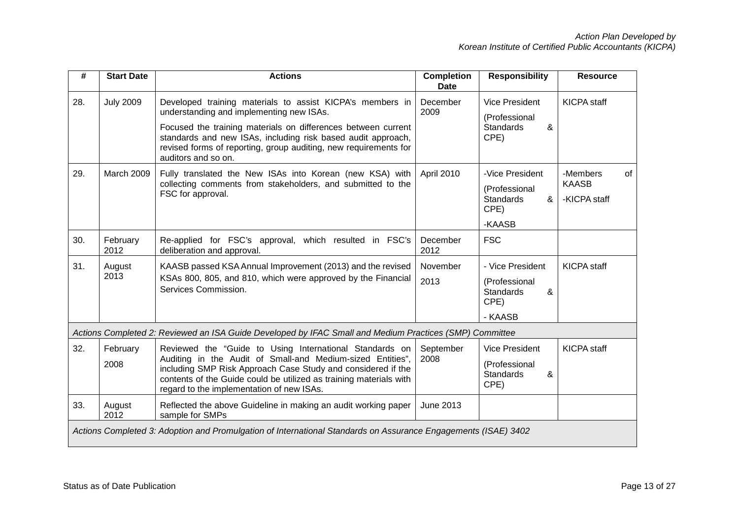| # | Start Date | Actions | Completion Date | Responsibility | Resource |
|---|---|---|---|---|---|
| 28. | July 2009 | Developed training materials to assist KICPA's members in understanding and implementing new ISAs.<br><br>Focused the training materials on differences between current standards and new ISAs, including risk based audit approach, revised forms of reporting, group auditing, new requirements for auditors and so on. | December 2009 | Vice President<br><br>(Professional Standards & CPE) | KICPA staff |
| 29. | March 2009 | Fully translated the New ISAs into Korean (new KSA) with collecting comments from stakeholders, and submitted to the FSC for approval. | April 2010 | -Vice President<br><br>(Professional Standards & CPE)<br><br>-KAASB | -Members of KAASB<br><br>-KICPA staff |
| 30. | February 2012 | Re-applied for FSC's approval, which resulted in FSC's deliberation and approval. | December 2012 | FSC | |
| 31. | August 2013 | KAASB passed KSA Annual Improvement (2013) and the revised KSAs 800, 805, and 810, which were approved by the Financial Services Commission. | November 2013 | - Vice President<br><br>(Professional Standards & CPE)<br><br>- KAASB | KICPA staff |
| *Actions Completed 2: Reviewed an ISA Guide Developed by IFAC Small and Medium Practices (SMP) Committee* | | | | | |
| 32. | February 2008 | Reviewed the "Guide to Using International Standards on Auditing in the Audit of Small-and Medium-sized Entities", including SMP Risk Approach Case Study and considered if the contents of the Guide could be utilized as training materials with regard to the implementation of new ISAs. | September 2008 | Vice President<br><br>(Professional Standards & CPE) | KICPA staff |
| 33. | August 2012 | Reflected the above Guideline in making an audit working paper sample for SMPs | June 2013 | | |
| *Actions Completed 3: Adoption and Promulgation of International Standards on Assurance Engagements (ISAE) 3402* | | | | | |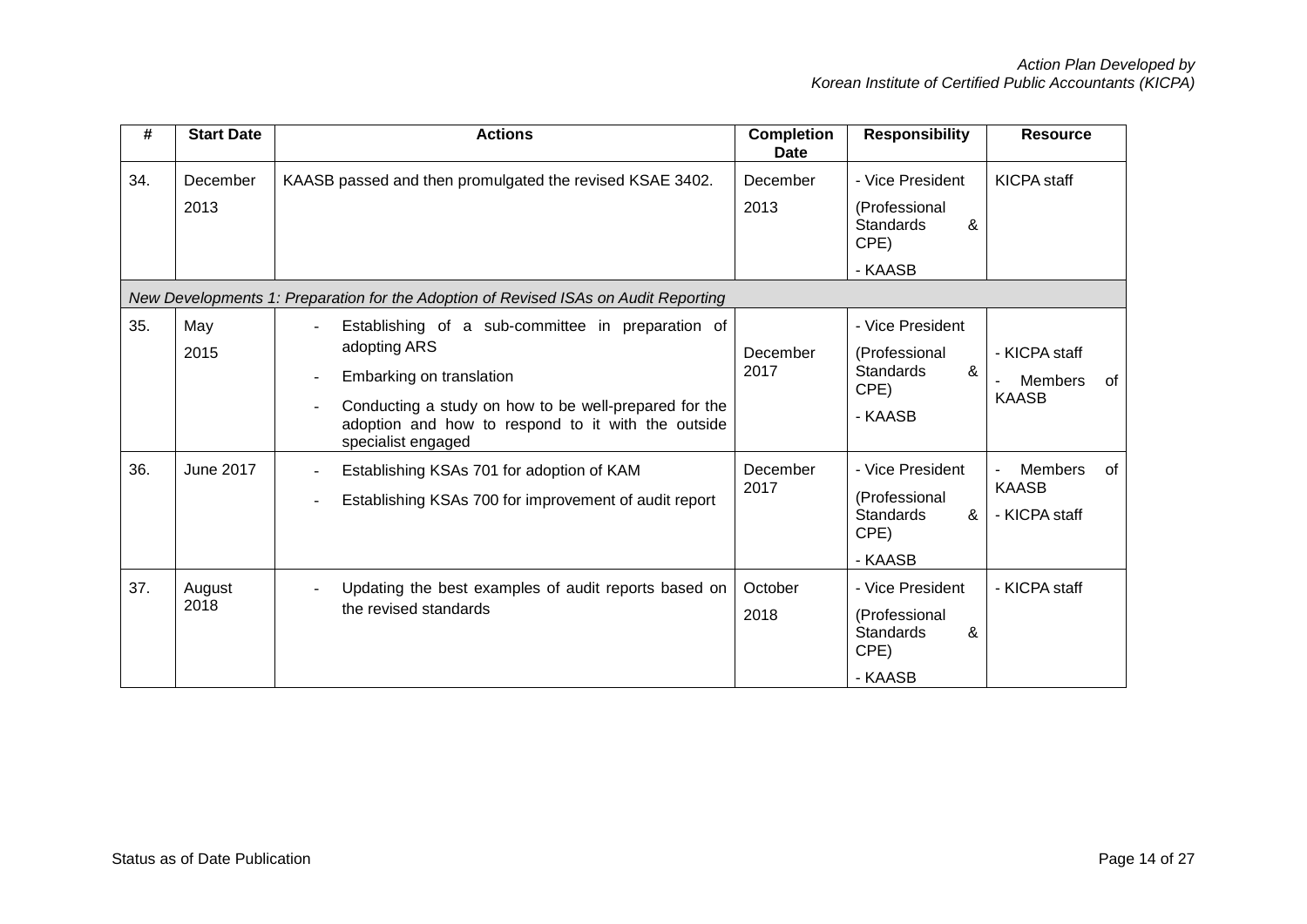| # | Start Date | Actions | Completion Date | Responsibility | Resource |
|---|---|---|---|---|---|
| 34. | December 2013 | KAASB passed and then promulgated the revised KSAE 3402. | December 2013 | - Vice President (Professional Standards & CPE)<br>- KAASB | KICPA staff |
| *New Developments 1: Preparation for the Adoption of Revised ISAs on Audit Reporting* | | | | | |
| 35. | May 2015 | - Establishing of a sub-committee in preparation of adopting ARS<br>- Embarking on translation<br>- Conducting a study on how to be well-prepared for the adoption and how to respond to it with the outside specialist engaged | December 2017 | - Vice President (Professional Standards & CPE)<br>- KAASB | - KICPA staff<br>- Members of KAASB |
| 36. | June 2017 | - Establishing KSAs 701 for adoption of KAM<br>- Establishing KSAs 700 for improvement of audit report | December 2017 | - Vice President (Professional Standards & CPE)<br>- KAASB | - Members of KAASB<br>- KICPA staff |
| 37. | August 2018 | - Updating the best examples of audit reports based on the revised standards | October 2018 | - Vice President (Professional Standards & CPE)<br>- KAASB | - KICPA staff |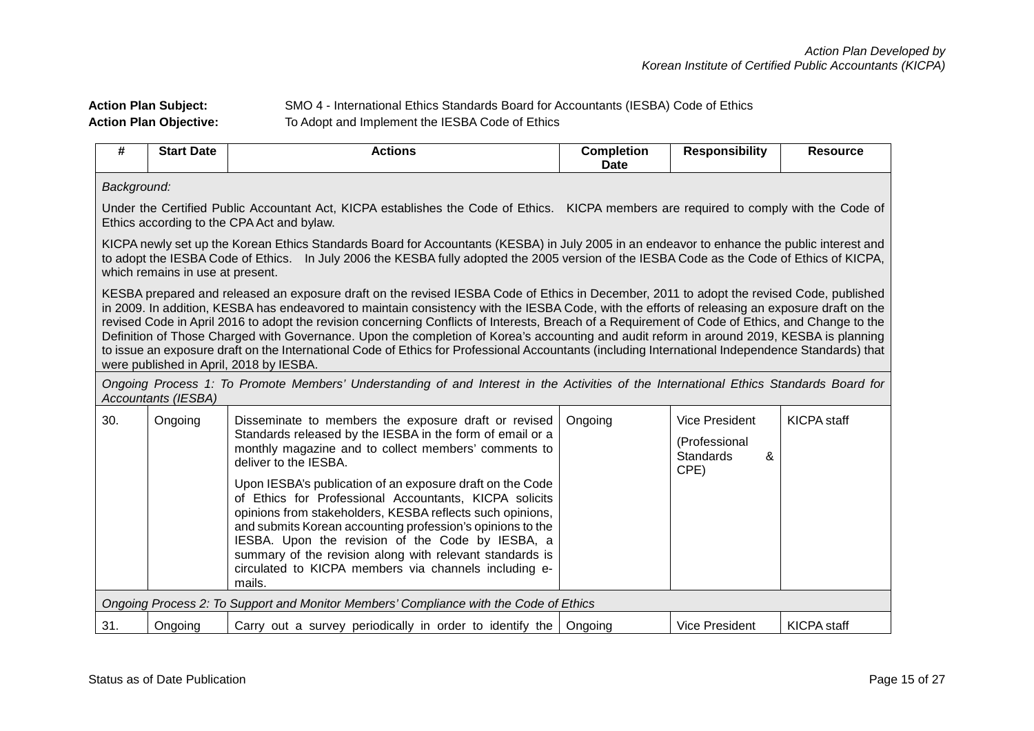**Action Plan Subject:** SMO 4 - International Ethics Standards Board for Accountants (IESBA) Code of Ethics

**Action Plan Objective:** To Adopt and Implement the IESBA Code of Ethics

| # | Start Date | Actions | Completion Date | Responsibility | Resource |
|---|---|---|---|---|---|
| *Background:*<br><br>Under the Certified Public Accountant Act, KICPA establishes the Code of Ethics. KICPA members are required to comply with the Code of Ethics according to the CPA Act and bylaw.<br><br>KICPA newly set up the Korean Ethics Standards Board for Accountants (KESBA) in July 2005 in an endeavor to enhance the public interest and to adopt the IESBA Code of Ethics. In July 2006 the KESBA fully adopted the 2005 version of the IESBA Code as the Code of Ethics of KICPA, which remains in use at present.<br><br>KESBA prepared and released an exposure draft on the revised IESBA Code of Ethics in December, 2011 to adopt the revised Code, published in 2009. In addition, KESBA has endeavored to maintain consistency with the IESBA Code, with the efforts of releasing an exposure draft on the revised Code in April 2016 to adopt the revision concerning Conflicts of Interests, Breach of a Requirement of Code of Ethics, and Change to the Definition of Those Charged with Governance. Upon the completion of Korea's accounting and audit reform in around 2019, KESBA is planning to issue an exposure draft on the International Code of Ethics for Professional Accountants (including International Independence Standards) that were published in April, 2018 by IESBA. | | | | | |
| *Ongoing Process 1: To Promote Members' Understanding of and Interest in the Activities of the International Ethics Standards Board for Accountants (IESBA)* | | | | | |
| 30. | Ongoing | Disseminate to members the exposure draft or revised Standards released by the IESBA in the form of email or a monthly magazine and to collect members' comments to deliver to the IESBA.<br><br>Upon IESBA's publication of an exposure draft on the Code of Ethics for Professional Accountants, KICPA solicits opinions from stakeholders, KESBA reflects such opinions, and submits Korean accounting profession's opinions to the IESBA. Upon the revision of the Code by IESBA, a summary of the revision along with relevant standards is circulated to KICPA members via channels including e-mails. | Ongoing | Vice President<br><br>(Professional Standards & CPE) | KICPA staff |
| *Ongoing Process 2: To Support and Monitor Members' Compliance with the Code of Ethics* | | | | | |
| 31. | Ongoing | Carry out a survey periodically in order to identify the | Ongoing | Vice President | KICPA staff |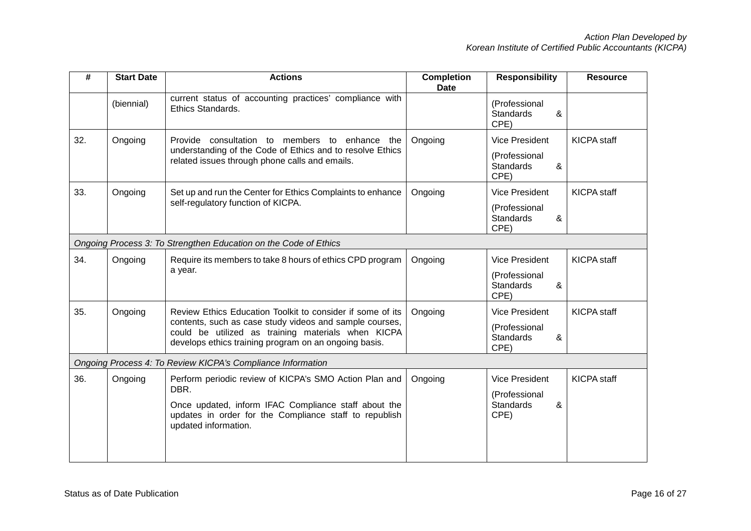| # | Start Date | Actions | Completion Date | Responsibility | Resource |
|---|---|---|---|---|---|
| | (biennial) | current status of accounting practices' compliance with Ethics Standards. | | (Professional Standards & CPE) | |
| 32. | Ongoing | Provide consultation to members to enhance the understanding of the Code of Ethics and to resolve Ethics related issues through phone calls and emails. | Ongoing | Vice President (Professional Standards & CPE) | KICPA staff |
| 33. | Ongoing | Set up and run the Center for Ethics Complaints to enhance self-regulatory function of KICPA. | Ongoing | Vice President (Professional Standards & CPE) | KICPA staff |
| *Ongoing Process 3: To Strengthen Education on the Code of Ethics* | | | | | |
| 34. | Ongoing | Require its members to take 8 hours of ethics CPD program a year. | Ongoing | Vice President (Professional Standards & CPE) | KICPA staff |
| 35. | Ongoing | Review Ethics Education Toolkit to consider if some of its contents, such as case study videos and sample courses, could be utilized as training materials when KICPA develops ethics training program on an ongoing basis. | Ongoing | Vice President (Professional Standards & CPE) | KICPA staff |
| *Ongoing Process 4: To Review KICPA's Compliance Information* | | | | | |
| 36. | Ongoing | Perform periodic review of KICPA's SMO Action Plan and DBR.<br><br>Once updated, inform IFAC Compliance staff about the updates in order for the Compliance staff to republish updated information. | Ongoing | Vice President (Professional Standards & CPE) | KICPA staff |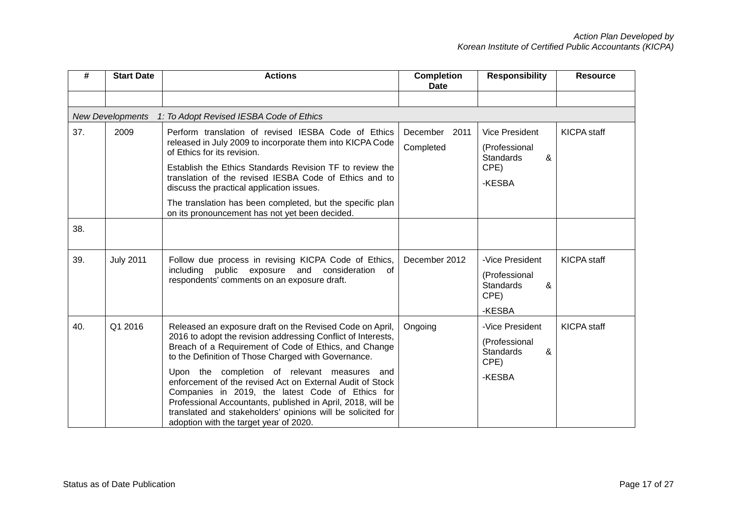| # | Start Date | Actions | Completion Date | Responsibility | Resource |
|---|---|---|---|---|---|
| | | | | | |
| *New Developments 1: To Adopt Revised IESBA Code of Ethics* | | | | | |
| 37. | 2009 | Perform translation of revised IESBA Code of Ethics released in July 2009 to incorporate them into KICPA Code of Ethics for its revision.<br><br>Establish the Ethics Standards Revision TF to review the translation of the revised IESBA Code of Ethics and to discuss the practical application issues.<br><br>The translation has been completed, but the specific plan on its pronouncement has not yet been decided. | December 2011<br><br>Completed | Vice President<br><br>(Professional Standards & CPE)<br><br>-KESBA | KICPA staff |
| 38. | | | | | |
| 39. | July 2011 | Follow due process in revising KICPA Code of Ethics, including public exposure and consideration of respondents' comments on an exposure draft. | December 2012 | -Vice President<br><br>(Professional Standards & CPE)<br><br>-KESBA | KICPA staff |
| 40. | Q1 2016 | Released an exposure draft on the Revised Code on April, 2016 to adopt the revision addressing Conflict of Interests, Breach of a Requirement of Code of Ethics, and Change to the Definition of Those Charged with Governance.<br><br>Upon the completion of relevant measures and enforcement of the revised Act on External Audit of Stock Companies in 2019, the latest Code of Ethics for Professional Accountants, published in April, 2018, will be translated and stakeholders' opinions will be solicited for adoption with the target year of 2020. | Ongoing | -Vice President<br><br>(Professional Standards & CPE)<br><br>-KESBA | KICPA staff |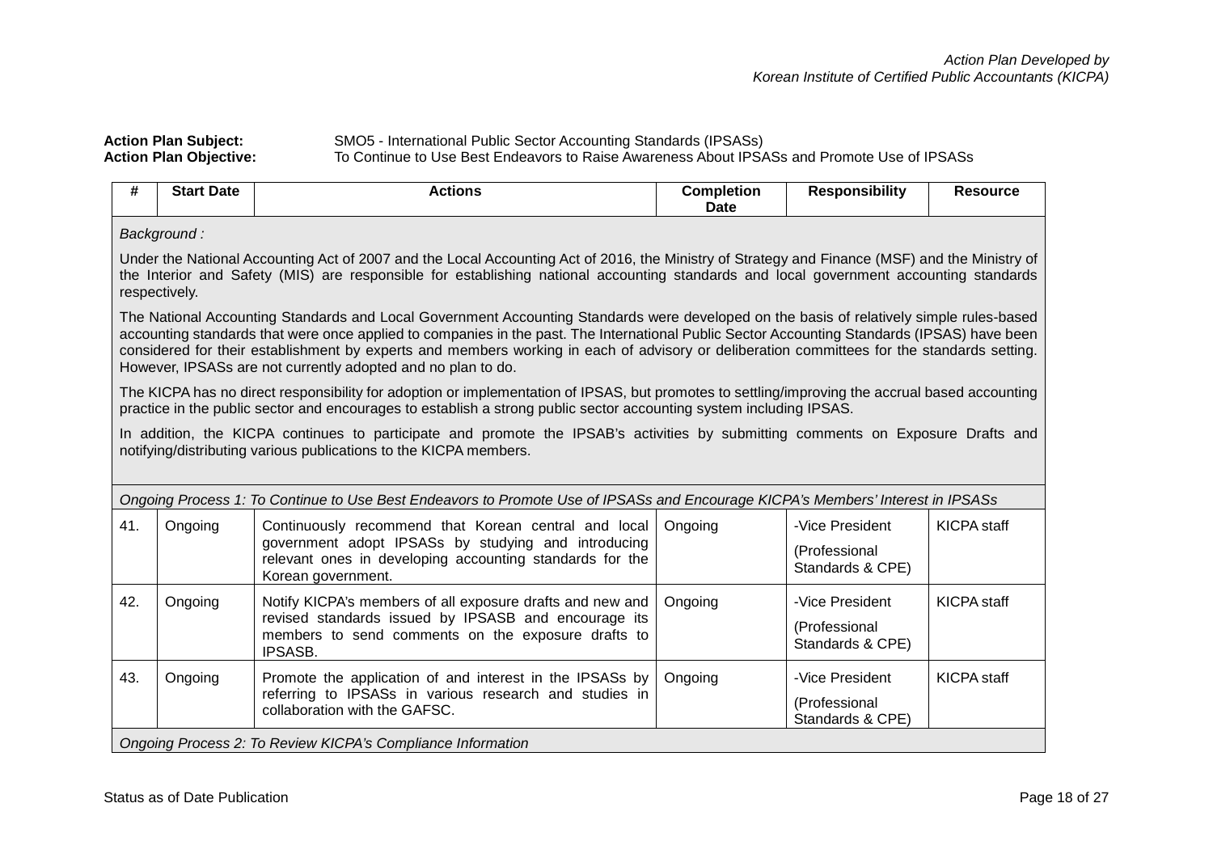**Action Plan Subject:** SMO5 - International Public Sector Accounting Standards (IPSASs)
**Action Plan Objective:** To Continue to Use Best Endeavors to Raise Awareness About IPSASs and Promote Use of IPSASs

| # | Start Date | Actions | Completion Date | Responsibility | Resource |
|---|---|---|---|---|---|
| *Background :*<br><br>Under the National Accounting Act of 2007 and the Local Accounting Act of 2016, the Ministry of Strategy and Finance (MSF) and the Ministry of the Interior and Safety (MIS) are responsible for establishing national accounting standards and local government accounting standards respectively.<br><br>The National Accounting Standards and Local Government Accounting Standards were developed on the basis of relatively simple rules-based accounting standards that were once applied to companies in the past. The International Public Sector Accounting Standards (IPSAS) have been considered for their establishment by experts and members working in each of advisory or deliberation committees for the standards setting. However, IPSASs are not currently adopted and no plan to do.<br><br>The KICPA has no direct responsibility for adoption or implementation of IPSAS, but promotes to settling/improving the accrual based accounting practice in the public sector and encourages to establish a strong public sector accounting system including IPSAS.<br><br>In addition, the KICPA continues to participate and promote the IPSAB's activities by submitting comments on Exposure Drafts and notifying/distributing various publications to the KICPA members. | | | | | |
| *Ongoing Process 1: To Continue to Use Best Endeavors to Promote Use of IPSASs and Encourage KICPA's Members' Interest in IPSASs* | | | | | |
| 41. | Ongoing | Continuously recommend that Korean central and local government adopt IPSASs by studying and introducing relevant ones in developing accounting standards for the Korean government. | Ongoing | -Vice President<br>(Professional Standards & CPE) | KICPA staff |
| 42. | Ongoing | Notify KICPA's members of all exposure drafts and new and revised standards issued by IPSASB and encourage its members to send comments on the exposure drafts to IPSASB. | Ongoing | -Vice President<br>(Professional Standards & CPE) | KICPA staff |
| 43. | Ongoing | Promote the application of and interest in the IPSASs by referring to IPSASs in various research and studies in collaboration with the GAFSC. | Ongoing | -Vice President<br>(Professional Standards & CPE) | KICPA staff |
| *Ongoing Process 2: To Review KICPA's Compliance Information* | | | | | |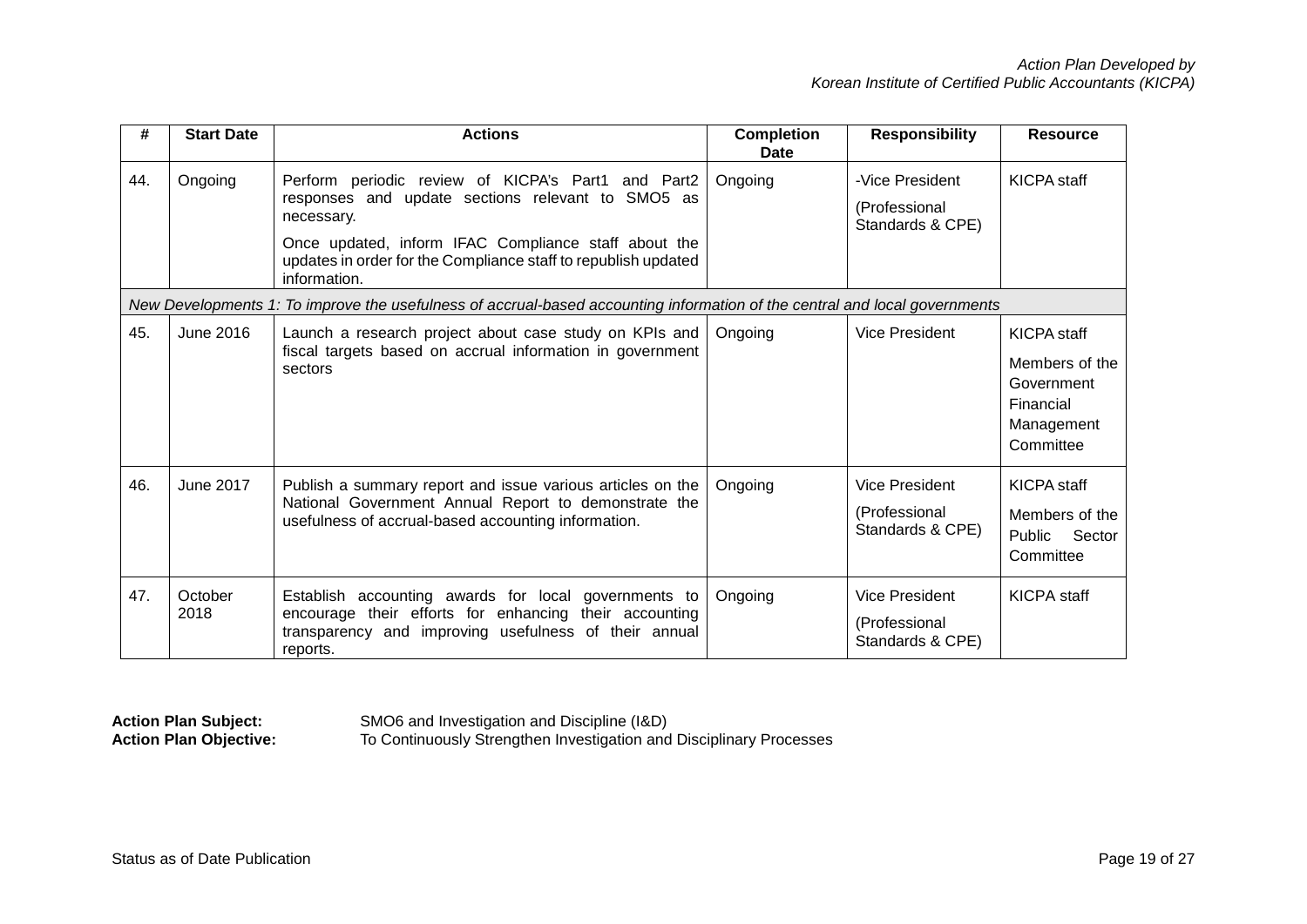| # | Start Date | Actions | Completion Date | Responsibility | Resource |
|---|---|---|---|---|---|
| 44. | Ongoing | Perform periodic review of KICPA's Part1 and Part2 responses and update sections relevant to SMO5 as necessary.<br><br>Once updated, inform IFAC Compliance staff about the updates in order for the Compliance staff to republish updated information. | Ongoing | -Vice President<br><br>(Professional Standards & CPE) | KICPA staff |
| *New Developments 1: To improve the usefulness of accrual-based accounting information of the central and local governments* | | | | | |
| 45. | June 2016 | Launch a research project about case study on KPIs and fiscal targets based on accrual information in government sectors | Ongoing | Vice President | KICPA staff<br><br>Members of the Government Financial Management Committee |
| 46. | June 2017 | Publish a summary report and issue various articles on the National Government Annual Report to demonstrate the usefulness of accrual-based accounting information. | Ongoing | Vice President<br><br>(Professional Standards & CPE) | KICPA staff<br><br>Members of the Public Sector Committee |
| 47. | October 2018 | Establish accounting awards for local governments to encourage their efforts for enhancing their accounting transparency and improving usefulness of their annual reports. | Ongoing | Vice President<br><br>(Professional Standards & CPE) | KICPA staff |

**Action Plan Subject:** SMO6 and Investigation and Discipline (I&D)
**Action Plan Objective:** To Continuously Strengthen Investigation and Disciplinary Processes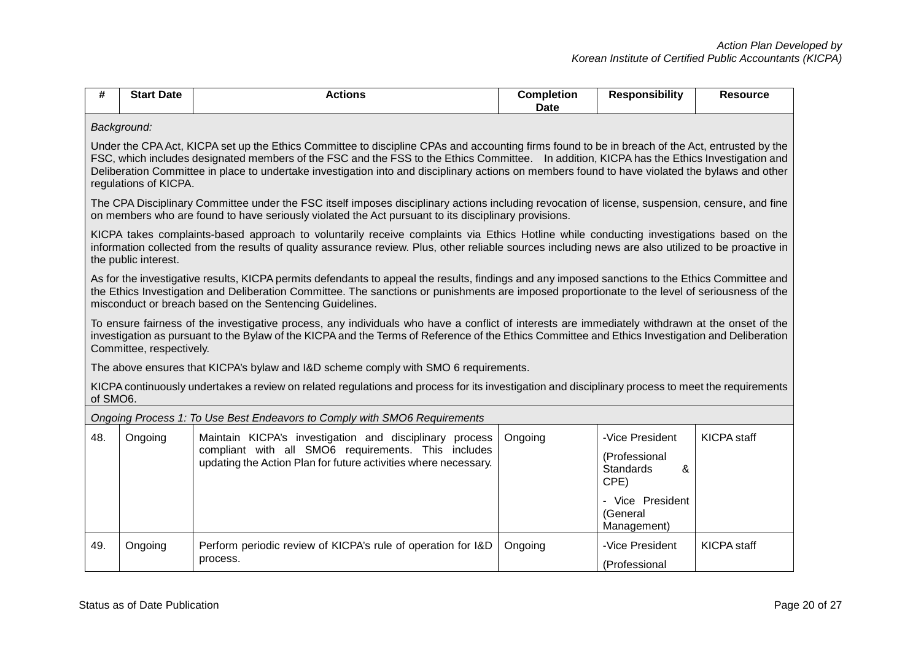| # | Start Date | Actions | Completion Date | Responsibility | Resource |
|---|---|---|---|---|---|
| *Background:*<br><br>Under the CPA Act, KICPA set up the Ethics Committee to discipline CPAs and accounting firms found to be in breach of the Act, entrusted by the FSC, which includes designated members of the FSC and the FSS to the Ethics Committee. In addition, KICPA has the Ethics Investigation and Deliberation Committee in place to undertake investigation into and disciplinary actions on members found to have violated the bylaws and other regulations of KICPA.<br><br>The CPA Disciplinary Committee under the FSC itself imposes disciplinary actions including revocation of license, suspension, censure, and fine on members who are found to have seriously violated the Act pursuant to its disciplinary provisions.<br><br>KICPA takes complaints-based approach to voluntarily receive complaints via Ethics Hotline while conducting investigations based on the information collected from the results of quality assurance review. Plus, other reliable sources including news are also utilized to be proactive in the public interest.<br><br>As for the investigative results, KICPA permits defendants to appeal the results, findings and any imposed sanctions to the Ethics Committee and the Ethics Investigation and Deliberation Committee. The sanctions or punishments are imposed proportionate to the level of seriousness of the misconduct or breach based on the Sentencing Guidelines.<br><br>To ensure fairness of the investigative process, any individuals who have a conflict of interests are immediately withdrawn at the onset of the investigation as pursuant to the Bylaw of the KICPA and the Terms of Reference of the Ethics Committee and Ethics Investigation and Deliberation Committee, respectively.<br><br>The above ensures that KICPA's bylaw and I&D scheme comply with SMO 6 requirements.<br><br>KICPA continuously undertakes a review on related regulations and process for its investigation and disciplinary process to meet the requirements of SMO6. | | | | | |
| *Ongoing Process 1: To Use Best Endeavors to Comply with SMO6 Requirements* | | | | | |
| 48. | Ongoing | Maintain KICPA's investigation and disciplinary process compliant with all SMO6 requirements. This includes updating the Action Plan for future activities where necessary. | Ongoing | -Vice President (Professional Standards & CPE)<br>- Vice President (General Management) | KICPA staff |
| 49. | Ongoing | Perform periodic review of KICPA's rule of operation for I&D process. | Ongoing | -Vice President (Professional | KICPA staff |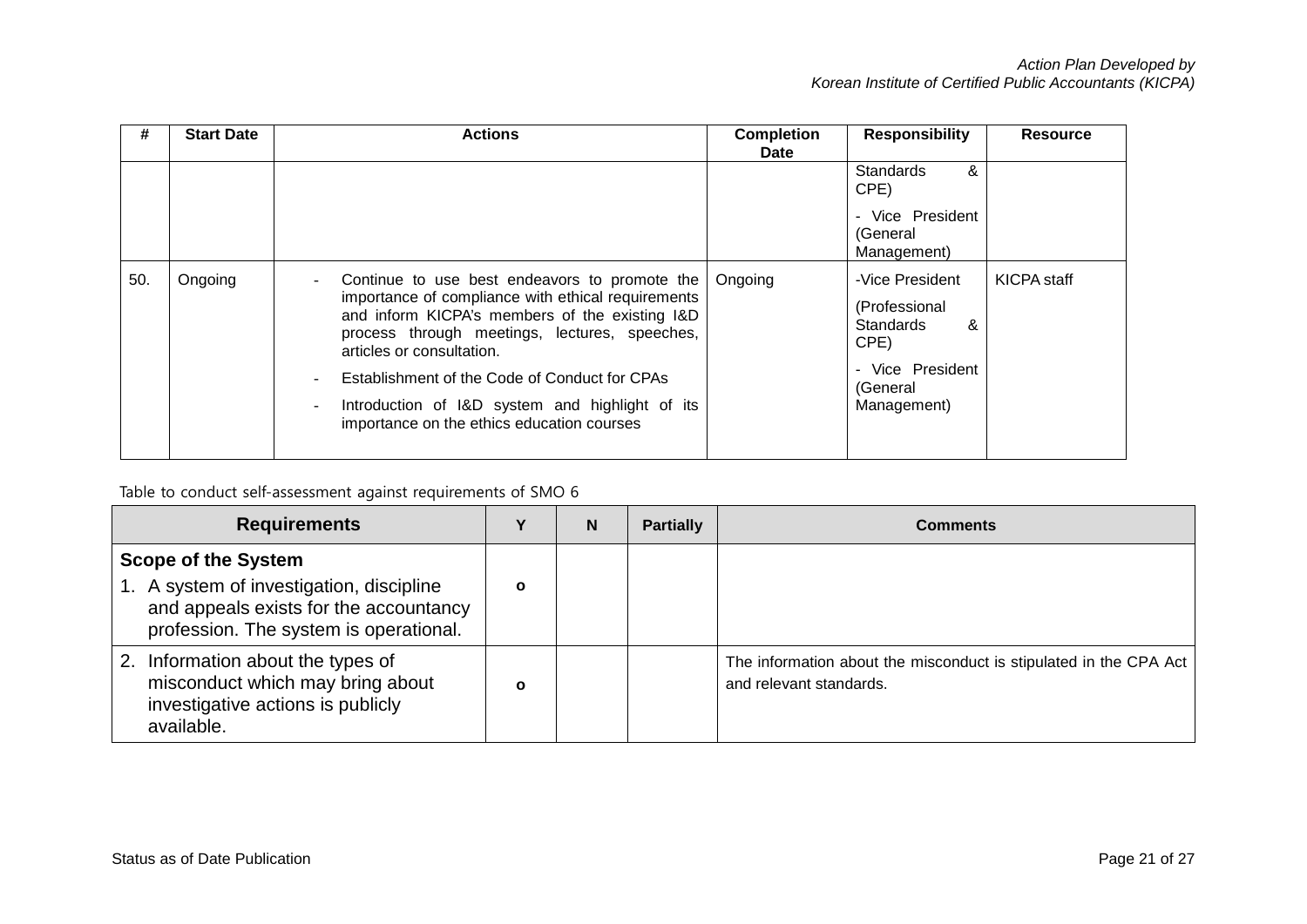| # | Start Date | Actions | Completion Date | Responsibility | Resource |
|---|---|---|---|---|---|
| | | | | Standards & CPE)<br>- Vice President (General Management) | |
| 50. | Ongoing | - Continue to use best endeavors to promote the importance of compliance with ethical requirements and inform KICPA's members of the existing I&D process through meetings, lectures, speeches, articles or consultation.<br>- Establishment of the Code of Conduct for CPAs<br>- Introduction of I&D system and highlight of its importance on the ethics education courses | Ongoing | -Vice President (Professional Standards & CPE)<br>- Vice President (General Management) | KICPA staff |

Table to conduct self-assessment against requirements of SMO 6

| Requirements | Y | N | Partially | Comments |
|---|---|---|---|---|
| **Scope of the System**<br>1. A system of investigation, discipline and appeals exists for the accountancy profession. The system is operational. | o | | | |
| 2. Information about the types of misconduct which may bring about investigative actions is publicly available. | o | | | The information about the misconduct is stipulated in the CPA Act and relevant standards. |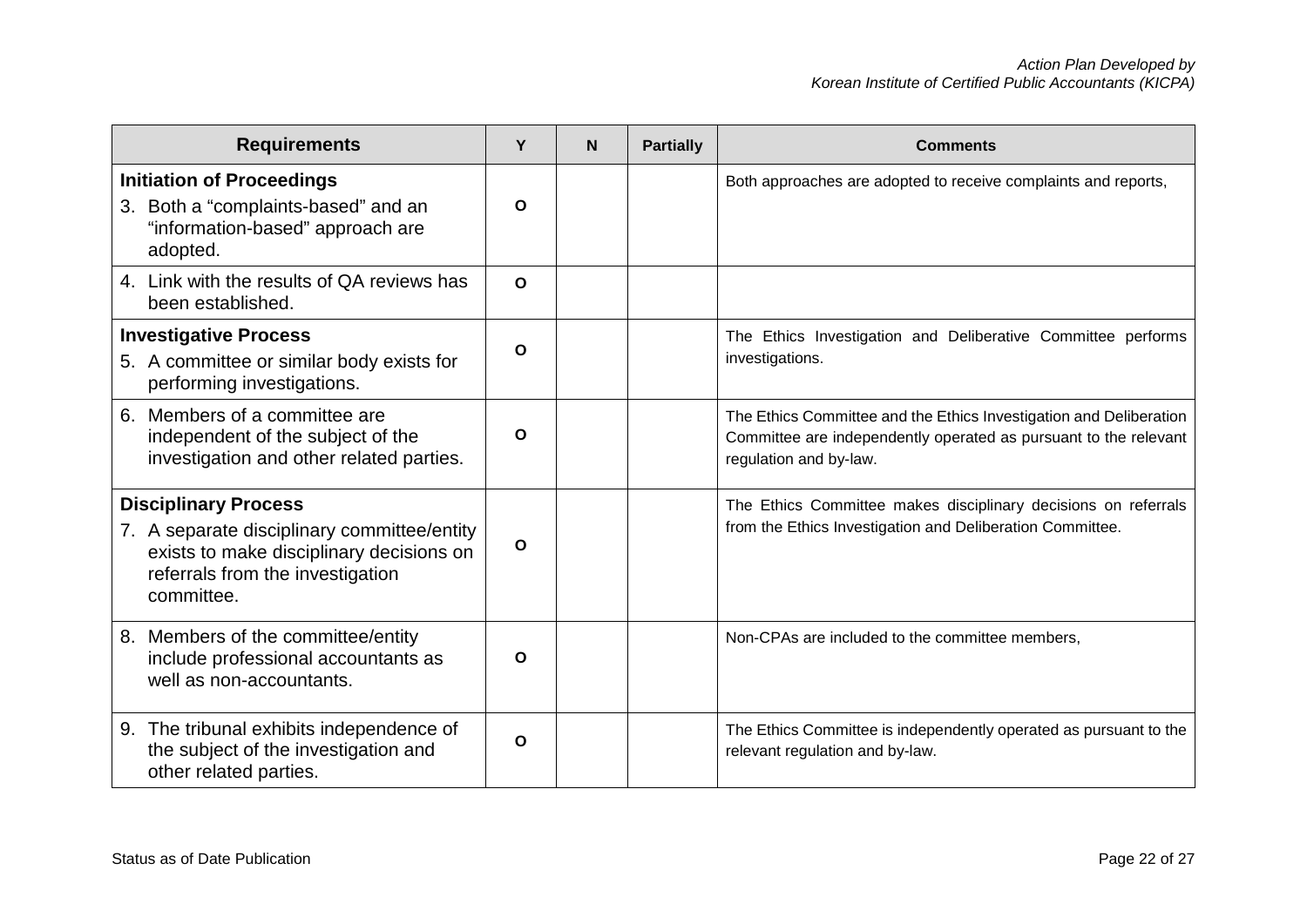| Requirements | Y | N | Partially | Comments |
|---|---|---|---|---|
| **Initiation of Proceedings**<br>3. Both a "complaints-based" and an "information-based" approach are adopted. | O | | | Both approaches are adopted to receive complaints and reports, |
| 4. Link with the results of QA reviews has been established. | O | | | |
| **Investigative Process**<br>5. A committee or similar body exists for performing investigations. | O | | | The Ethics Investigation and Deliberative Committee performs investigations. |
| 6. Members of a committee are independent of the subject of the investigation and other related parties. | O | | | The Ethics Committee and the Ethics Investigation and Deliberation Committee are independently operated as pursuant to the relevant regulation and by-law. |
| **Disciplinary Process**<br>7. A separate disciplinary committee/entity exists to make disciplinary decisions on referrals from the investigation committee. | O | | | The Ethics Committee makes disciplinary decisions on referrals from the Ethics Investigation and Deliberation Committee. |
| 8. Members of the committee/entity include professional accountants as well as non-accountants. | O | | | Non-CPAs are included to the committee members, |
| 9. The tribunal exhibits independence of the subject of the investigation and other related parties. | O | | | The Ethics Committee is independently operated as pursuant to the relevant regulation and by-law. |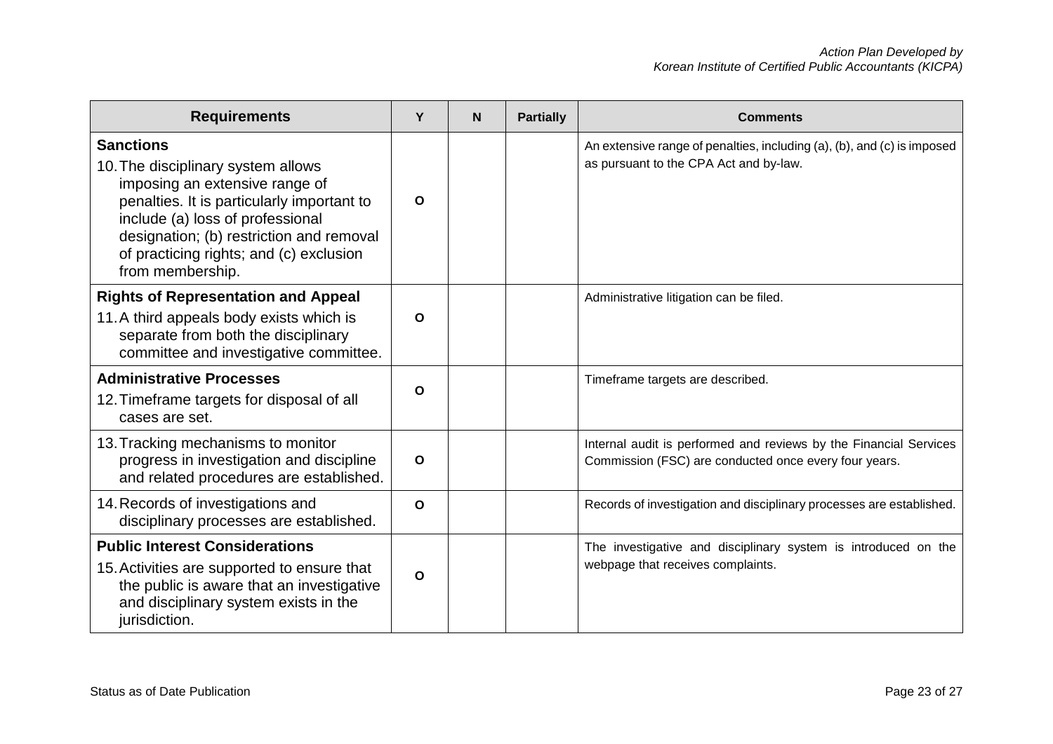| Requirements | Y | N | Partially | Comments |
|---|---|---|---|---|
| **Sanctions**<br>10. The disciplinary system allows imposing an extensive range of penalties. It is particularly important to include (a) loss of professional designation; (b) restriction and removal of practicing rights; and (c) exclusion from membership. | O | | | An extensive range of penalties, including (a), (b), and (c) is imposed as pursuant to the CPA Act and by-law. |
| **Rights of Representation and Appeal**<br>11. A third appeals body exists which is separate from both the disciplinary committee and investigative committee. | O | | | Administrative litigation can be filed. |
| **Administrative Processes**<br>12. Timeframe targets for disposal of all cases are set. | O | | | Timeframe targets are described. |
| 13. Tracking mechanisms to monitor progress in investigation and discipline and related procedures are established. | O | | | Internal audit is performed and reviews by the Financial Services Commission (FSC) are conducted once every four years. |
| 14. Records of investigations and disciplinary processes are established. | O | | | Records of investigation and disciplinary processes are established. |
| **Public Interest Considerations**<br>15. Activities are supported to ensure that the public is aware that an investigative and disciplinary system exists in the jurisdiction. | O | | | The investigative and disciplinary system is introduced on the webpage that receives complaints. |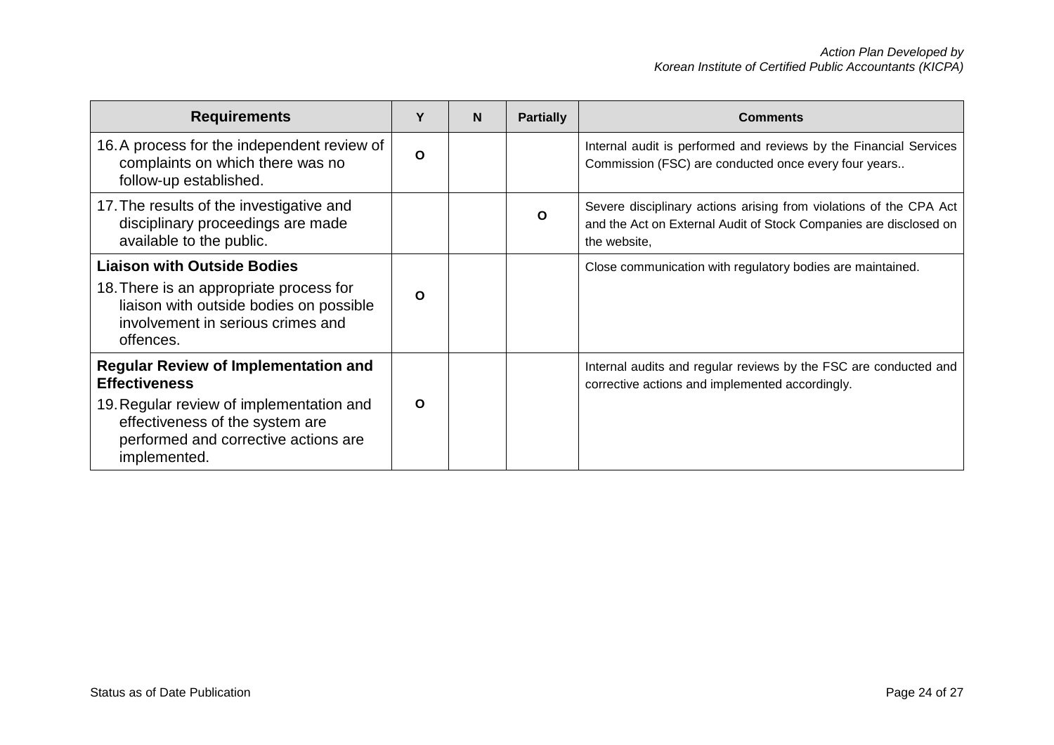| Requirements | Y | N | Partially | Comments |
|---|---|---|---|---|
| 16. A process for the independent review of complaints on which there was no follow-up established. | O | | | Internal audit is performed and reviews by the Financial Services Commission (FSC) are conducted once every four years.. |
| 17. The results of the investigative and disciplinary proceedings are made available to the public. | | | O | Severe disciplinary actions arising from violations of the CPA Act and the Act on External Audit of Stock Companies are disclosed on the website, |
| **Liaison with Outside Bodies**<br>18. There is an appropriate process for liaison with outside bodies on possible involvement in serious crimes and offences. | O | | | Close communication with regulatory bodies are maintained. |
| **Regular Review of Implementation and Effectiveness**<br>19. Regular review of implementation and effectiveness of the system are performed and corrective actions are implemented. | O | | | Internal audits and regular reviews by the FSC are conducted and corrective actions and implemented accordingly. |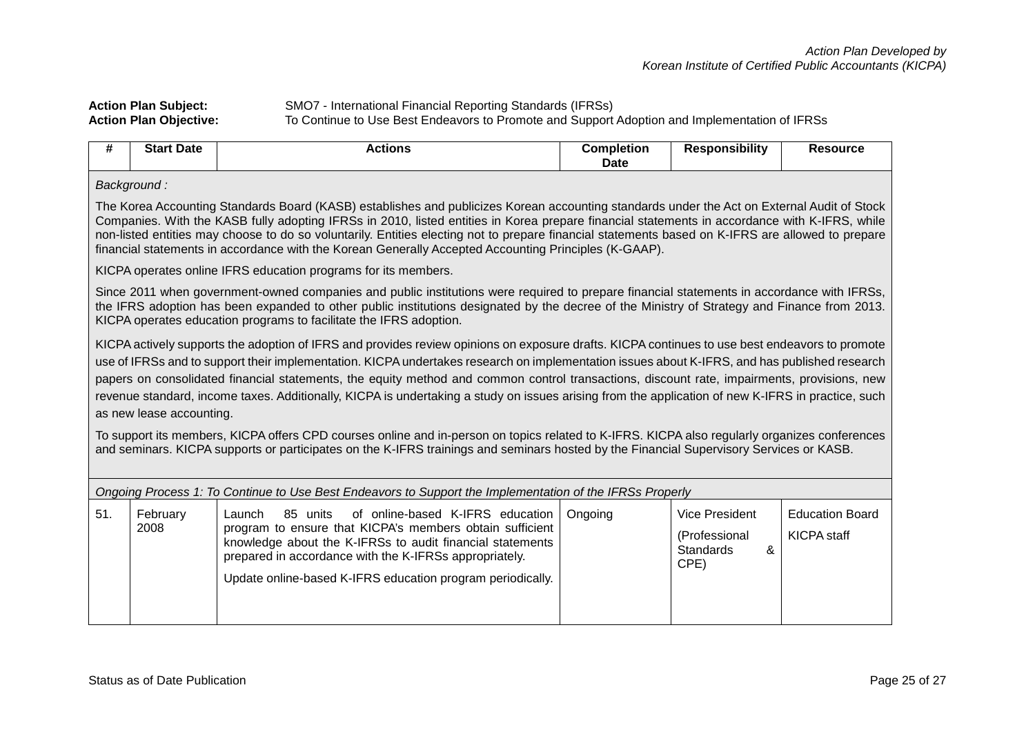**Action Plan Subject:** SMO7 - International Financial Reporting Standards (IFRSs)
**Action Plan Objective:** To Continue to Use Best Endeavors to Promote and Support Adoption and Implementation of IFRSs

| # | Start Date | Actions | Completion Date | Responsibility | Resource |
|---|---|---|---|---|---|
| *Background :*<br><br>The Korea Accounting Standards Board (KASB) establishes and publicizes Korean accounting standards under the Act on External Audit of Stock Companies. With the KASB fully adopting IFRSs in 2010, listed entities in Korea prepare financial statements in accordance with K-IFRS, while non-listed entities may choose to do so voluntarily. Entities electing not to prepare financial statements based on K-IFRS are allowed to prepare financial statements in accordance with the Korean Generally Accepted Accounting Principles (K-GAAP).<br><br>KICPA operates online IFRS education programs for its members.<br><br>Since 2011 when government-owned companies and public institutions were required to prepare financial statements in accordance with IFRSs, the IFRS adoption has been expanded to other public institutions designated by the decree of the Ministry of Strategy and Finance from 2013. KICPA operates education programs to facilitate the IFRS adoption.<br><br>KICPA actively supports the adoption of IFRS and provides review opinions on exposure drafts. KICPA continues to use best endeavors to promote use of IFRSs and to support their implementation. KICPA undertakes research on implementation issues about K-IFRS, and has published research papers on consolidated financial statements, the equity method and common control transactions, discount rate, impairments, provisions, new revenue standard, income taxes. Additionally, KICPA is undertaking a study on issues arising from the application of new K-IFRS in practice, such as new lease accounting.<br><br>To support its members, KICPA offers CPD courses online and in-person on topics related to K-IFRS. KICPA also regularly organizes conferences and seminars. KICPA supports or participates on the K-IFRS trainings and seminars hosted by the Financial Supervisory Services or KASB. | | | | | |
| *Ongoing Process 1: To Continue to Use Best Endeavors to Support the Implementation of the IFRSs Properly* | | | | | |
| 51. | February 2008 | Launch 85 units of online-based K-IFRS education program to ensure that KICPA's members obtain sufficient knowledge about the K-IFRSs to audit financial statements prepared in accordance with the K-IFRSs appropriately.<br><br>Update online-based K-IFRS education program periodically. | Ongoing | Vice President<br><br>(Professional Standards & CPE) | Education Board<br><br>KICPA staff |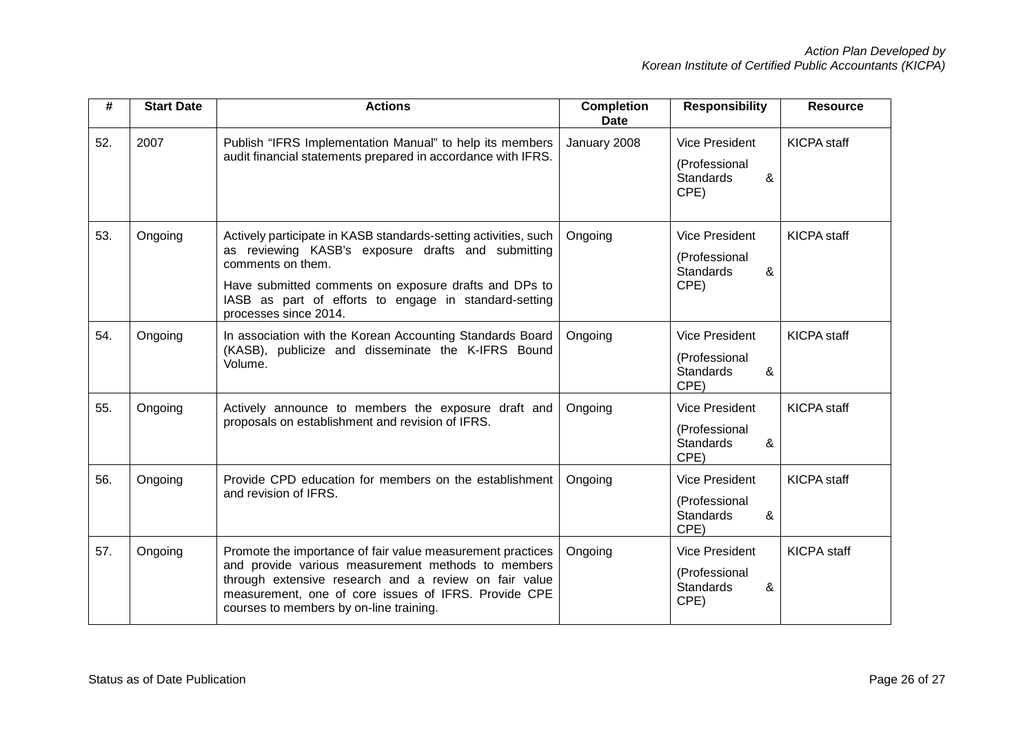| # | Start Date | Actions | Completion Date | Responsibility | Resource |
|---|---|---|---|---|---|
| 52. | 2007 | Publish "IFRS Implementation Manual" to help its members audit financial statements prepared in accordance with IFRS. | January 2008 | Vice President (Professional Standards & CPE) | KICPA staff |
| 53. | Ongoing | Actively participate in KASB standards-setting activities, such as reviewing KASB's exposure drafts and submitting comments on them. Have submitted comments on exposure drafts and DPs to IASB as part of efforts to engage in standard-setting processes since 2014. | Ongoing | Vice President (Professional Standards & CPE) | KICPA staff |
| 54. | Ongoing | In association with the Korean Accounting Standards Board (KASB), publicize and disseminate the K-IFRS Bound Volume. | Ongoing | Vice President (Professional Standards & CPE) | KICPA staff |
| 55. | Ongoing | Actively announce to members the exposure draft and proposals on establishment and revision of IFRS. | Ongoing | Vice President (Professional Standards & CPE) | KICPA staff |
| 56. | Ongoing | Provide CPD education for members on the establishment and revision of IFRS. | Ongoing | Vice President (Professional Standards & CPE) | KICPA staff |
| 57. | Ongoing | Promote the importance of fair value measurement practices and provide various measurement methods to members through extensive research and a review on fair value measurement, one of core issues of IFRS. Provide CPE courses to members by on-line training. | Ongoing | Vice President (Professional Standards & CPE) | KICPA staff |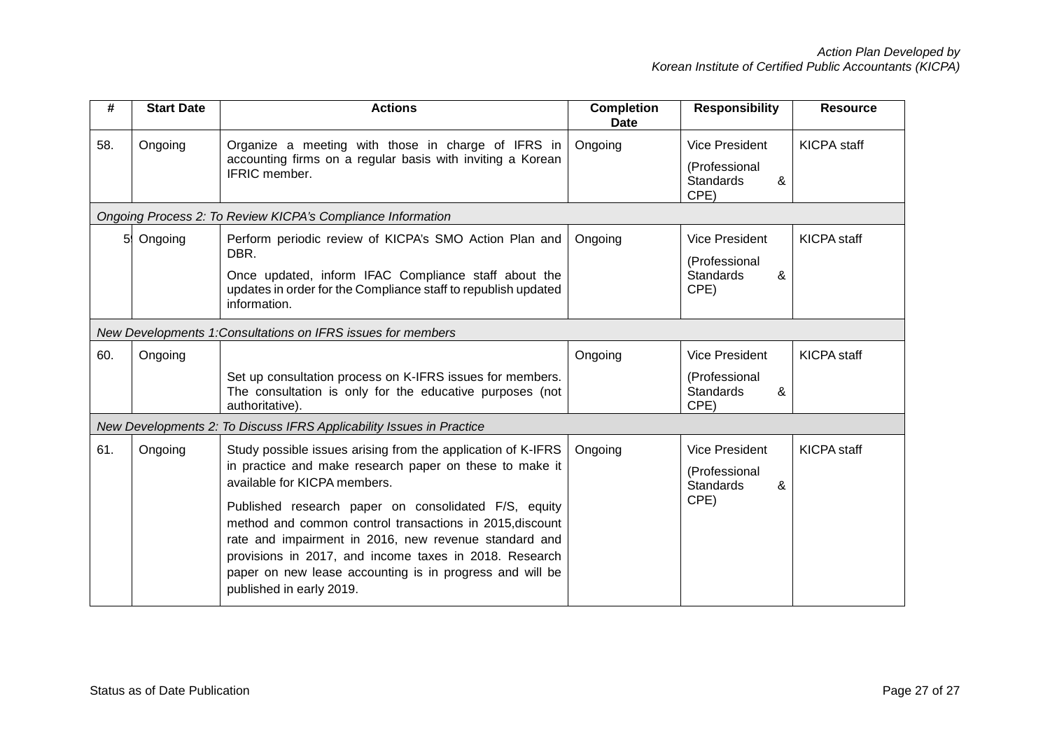| # | Start Date | Actions | Completion Date | Responsibility | Resource |
|---|---|---|---|---|---|
| 58. | Ongoing | Organize a meeting with those in charge of IFRS in accounting firms on a regular basis with inviting a Korean IFRIC member. | Ongoing | Vice President (Professional Standards & CPE) | KICPA staff |
| *Ongoing Process 2: To Review KICPA's Compliance Information* | | | | | |
| 59. | Ongoing | Perform periodic review of KICPA's SMO Action Plan and DBR. Once updated, inform IFAC Compliance staff about the updates in order for the Compliance staff to republish updated information. | Ongoing | Vice President (Professional Standards & CPE) | KICPA staff |
| *New Developments 1:Consultations on IFRS issues for members* | | | | | |
| 60. | Ongoing | Set up consultation process on K-IFRS issues for members. The consultation is only for the educative purposes (not authoritative). | Ongoing | Vice President (Professional Standards & CPE) | KICPA staff |
| *New Developments 2: To Discuss IFRS Applicability Issues in Practice* | | | | | |
| 61. | Ongoing | Study possible issues arising from the application of K-IFRS in practice and make research paper on these to make it available for KICPA members. Published research paper on consolidated F/S, equity method and common control transactions in 2015,discount rate and impairment in 2016, new revenue standard and provisions in 2017, and income taxes in 2018. Research paper on new lease accounting is in progress and will be published in early 2019. | Ongoing | Vice President (Professional Standards & CPE) | KICPA staff |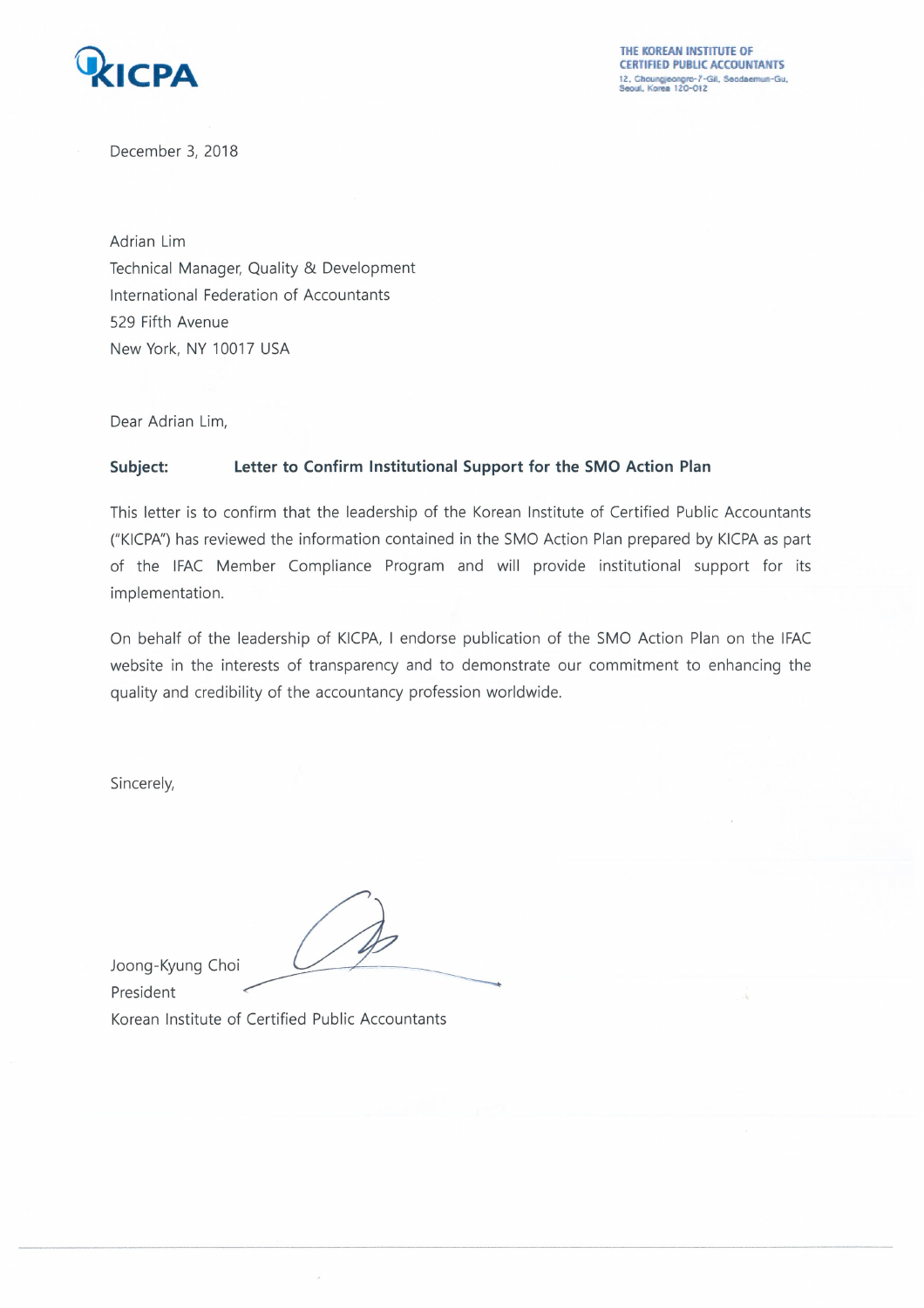KICPA

THE KOREAN INSTITUTE OF CERTIFIED PUBLIC ACCOUNTANTS
12, Choungjeongno-7-Gil, Seodaemun-Gu, Seoul, Korea 120-012

December 3, 2018

Adrian Lim
Technical Manager, Quality & Development
International Federation of Accountants
529 Fifth Avenue
New York, NY 10017 USA

Dear Adrian Lim,

**Subject: Letter to Confirm Institutional Support for the SMO Action Plan**

This letter is to confirm that the leadership of the Korean Institute of Certified Public Accountants ("KICPA") has reviewed the information contained in the SMO Action Plan prepared by KICPA as part of the IFAC Member Compliance Program and will provide institutional support for its implementation.

On behalf of the leadership of KICPA, I endorse publication of the SMO Action Plan on the IFAC website in the interests of transparency and to demonstrate our commitment to enhancing the quality and credibility of the accountancy profession worldwide.

Sincerely,

Joong-Kyung Choi
President
Korean Institute of Certified Public Accountants